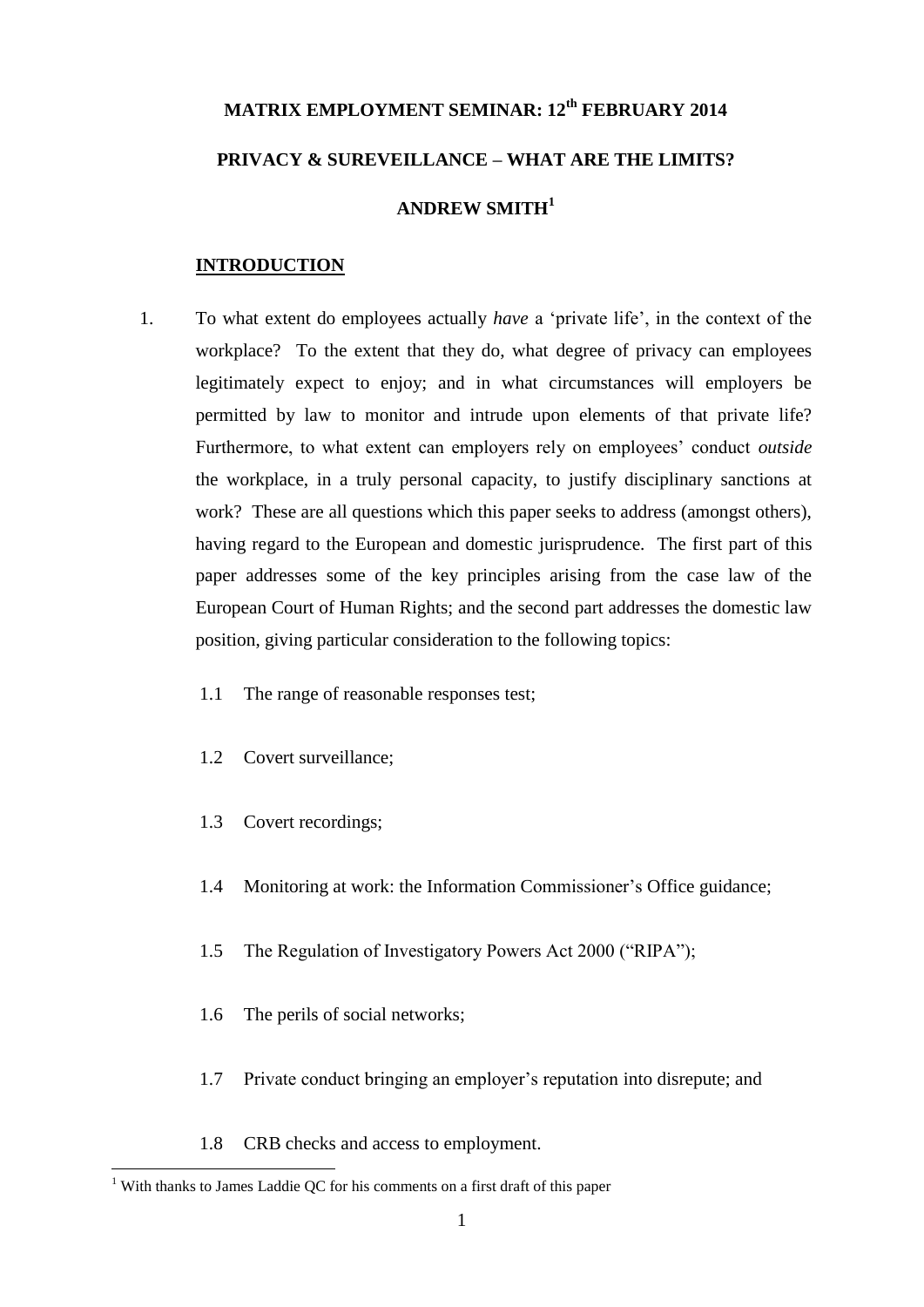# MATRIX EMPLOYMENT SEMINAR: 12th FEBRUARY 2014

# PRIVACY & SUREVEILLANCE – WHAT ARE THE LIMITS?

## ANDREW SMITH[1]

### INTRODUCTION

1. To what extent do employees actually *have* a 'private life', in the context of the workplace? To the extent that they do, what degree of privacy can employees legitimately expect to enjoy; and in what circumstances will employers be permitted by law to monitor and intrude upon elements of that private life? Furthermore, to what extent can employers rely on employees' conduct *outside* the workplace, in a truly personal capacity, to justify disciplinary sanctions at work? These are all questions which this paper seeks to address (amongst others), having regard to the European and domestic jurisprudence. The first part of this paper addresses some of the key principles arising from the case law of the European Court of Human Rights; and the second part addresses the domestic law position, giving particular consideration to the following topics:

   1.1 The range of reasonable responses test;

   1.2 Covert surveillance;

   1.3 Covert recordings;

   1.4 Monitoring at work: the Information Commissioner's Office guidance;

   1.5 The Regulation of Investigatory Powers Act 2000 ("RIPA");

   1.6 The perils of social networks;

   1.7 Private conduct bringing an employer's reputation into disrepute; and

   1.8 CRB checks and access to employment.

[1] With thanks to James Laddie QC for his comments on a first draft of this paper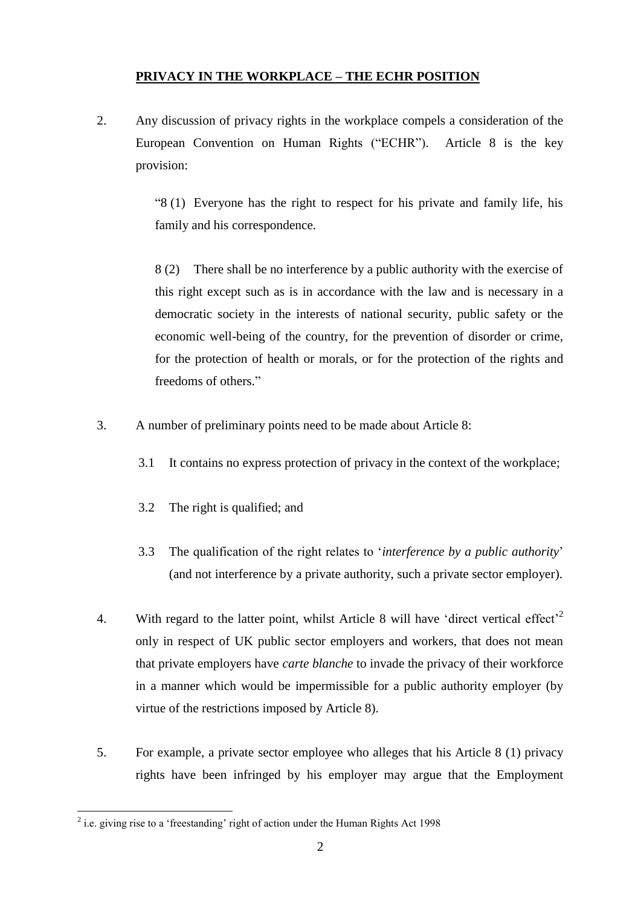## PRIVACY IN THE WORKPLACE – THE ECHR POSITION

2. Any discussion of privacy rights in the workplace compels a consideration of the European Convention on Human Rights ("ECHR"). Article 8 is the key provision:

   "8 (1) Everyone has the right to respect for his private and family life, his family and his correspondence.

   8 (2) There shall be no interference by a public authority with the exercise of this right except such as is in accordance with the law and is necessary in a democratic society in the interests of national security, public safety or the economic well-being of the country, for the prevention of disorder or crime, for the protection of health or morals, or for the protection of the rights and freedoms of others."

3. A number of preliminary points need to be made about Article 8:

   3.1 It contains no express protection of privacy in the context of the workplace;

   3.2 The right is qualified; and

   3.3 The qualification of the right relates to '*interference by a public authority*' (and not interference by a private authority, such a private sector employer).

4. With regard to the latter point, whilst Article 8 will have 'direct vertical effect'[2] only in respect of UK public sector employers and workers, that does not mean that private employers have *carte blanche* to invade the privacy of their workforce in a manner which would be impermissible for a public authority employer (by virtue of the restrictions imposed by Article 8).

5. For example, a private sector employee who alleges that his Article 8 (1) privacy rights have been infringed by his employer may argue that the Employment

---

[2] i.e. giving rise to a 'freestanding' right of action under the Human Rights Act 1998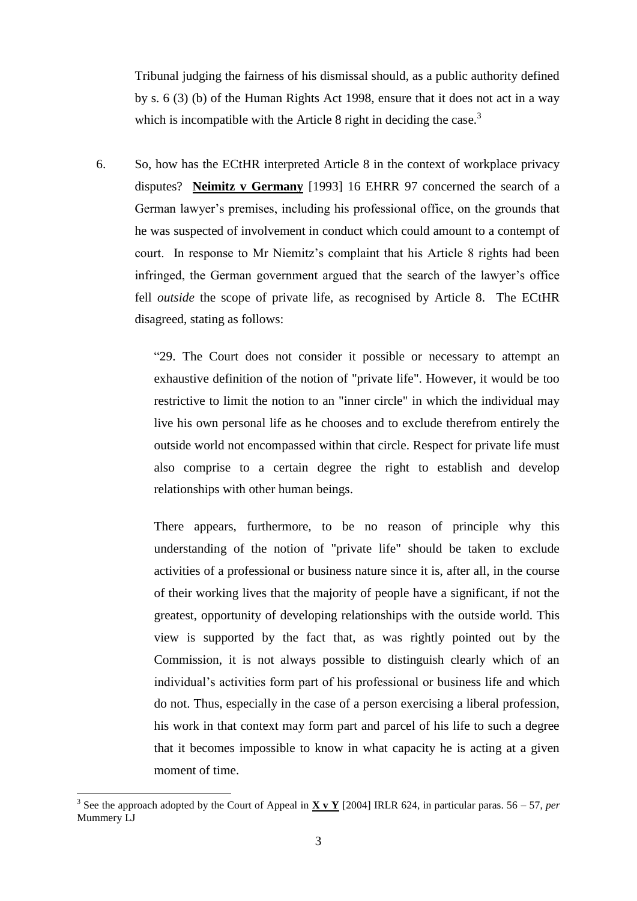Tribunal judging the fairness of his dismissal should, as a public authority defined by s. 6 (3) (b) of the Human Rights Act 1998, ensure that it does not act in a way which is incompatible with the Article 8 right in deciding the case.[3]

6. So, how has the ECtHR interpreted Article 8 in the context of workplace privacy disputes? **Neimitz v Germany** [1993] 16 EHRR 97 concerned the search of a German lawyer's premises, including his professional office, on the grounds that he was suspected of involvement in conduct which could amount to a contempt of court. In response to Mr Niemitz's complaint that his Article 8 rights had been infringed, the German government argued that the search of the lawyer's office fell *outside* the scope of private life, as recognised by Article 8. The ECtHR disagreed, stating as follows:

> "29. The Court does not consider it possible or necessary to attempt an exhaustive definition of the notion of "private life". However, it would be too restrictive to limit the notion to an "inner circle" in which the individual may live his own personal life as he chooses and to exclude therefrom entirely the outside world not encompassed within that circle. Respect for private life must also comprise to a certain degree the right to establish and develop relationships with other human beings.
>
> There appears, furthermore, to be no reason of principle why this understanding of the notion of "private life" should be taken to exclude activities of a professional or business nature since it is, after all, in the course of their working lives that the majority of people have a significant, if not the greatest, opportunity of developing relationships with the outside world. This view is supported by the fact that, as was rightly pointed out by the Commission, it is not always possible to distinguish clearly which of an individual's activities form part of his professional or business life and which do not. Thus, especially in the case of a person exercising a liberal profession, his work in that context may form part and parcel of his life to such a degree that it becomes impossible to know in what capacity he is acting at a given moment of time.

---

[3] See the approach adopted by the Court of Appeal in **X v Y** [2004] IRLR 624, in particular paras. 56 – 57, *per* Mummery LJ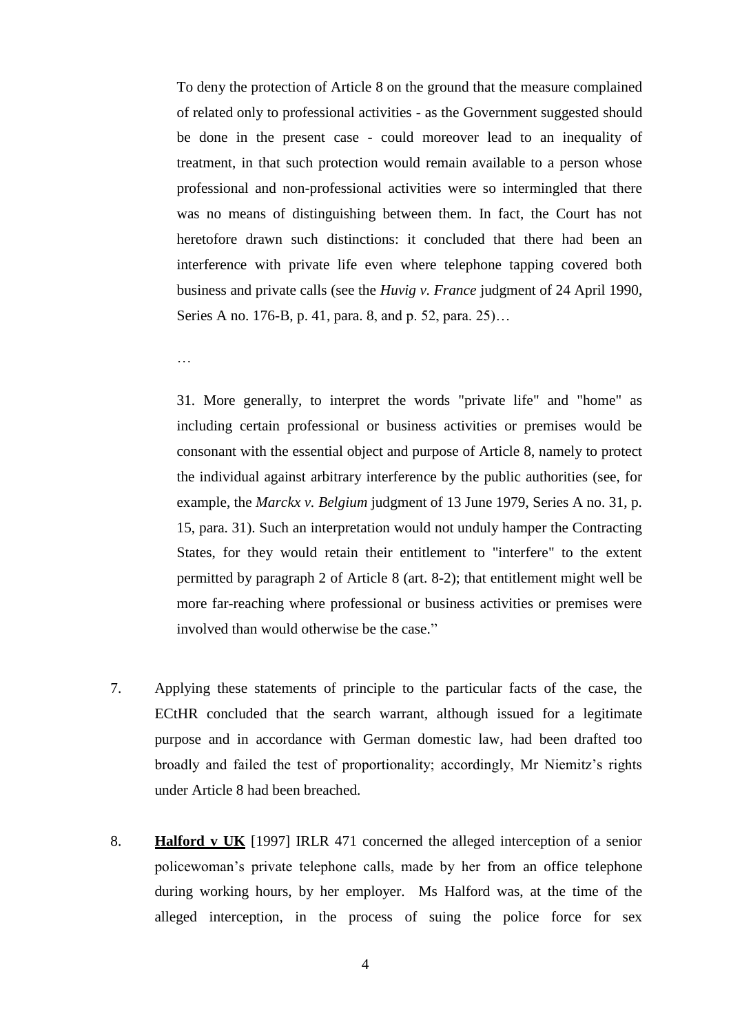> To deny the protection of Article 8 on the ground that the measure complained of related only to professional activities - as the Government suggested should be done in the present case - could moreover lead to an inequality of treatment, in that such protection would remain available to a person whose professional and non-professional activities were so intermingled that there was no means of distinguishing between them. In fact, the Court has not heretofore drawn such distinctions: it concluded that there had been an interference with private life even where telephone tapping covered both business and private calls (see the *Huvig v. France* judgment of 24 April 1990, Series A no. 176-B, p. 41, para. 8, and p. 52, para. 25)…
>
> …
>
> 31. More generally, to interpret the words "private life" and "home" as including certain professional or business activities or premises would be consonant with the essential object and purpose of Article 8, namely to protect the individual against arbitrary interference by the public authorities (see, for example, the *Marckx v. Belgium* judgment of 13 June 1979, Series A no. 31, p. 15, para. 31). Such an interpretation would not unduly hamper the Contracting States, for they would retain their entitlement to "interfere" to the extent permitted by paragraph 2 of Article 8 (art. 8-2); that entitlement might well be more far-reaching where professional or business activities or premises were involved than would otherwise be the case."

7. Applying these statements of principle to the particular facts of the case, the ECtHR concluded that the search warrant, although issued for a legitimate purpose and in accordance with German domestic law, had been drafted too broadly and failed the test of proportionality; accordingly, Mr Niemitz's rights under Article 8 had been breached.

8. **Halford v UK** [1997] IRLR 471 concerned the alleged interception of a senior policewoman's private telephone calls, made by her from an office telephone during working hours, by her employer. Ms Halford was, at the time of the alleged interception, in the process of suing the police force for sex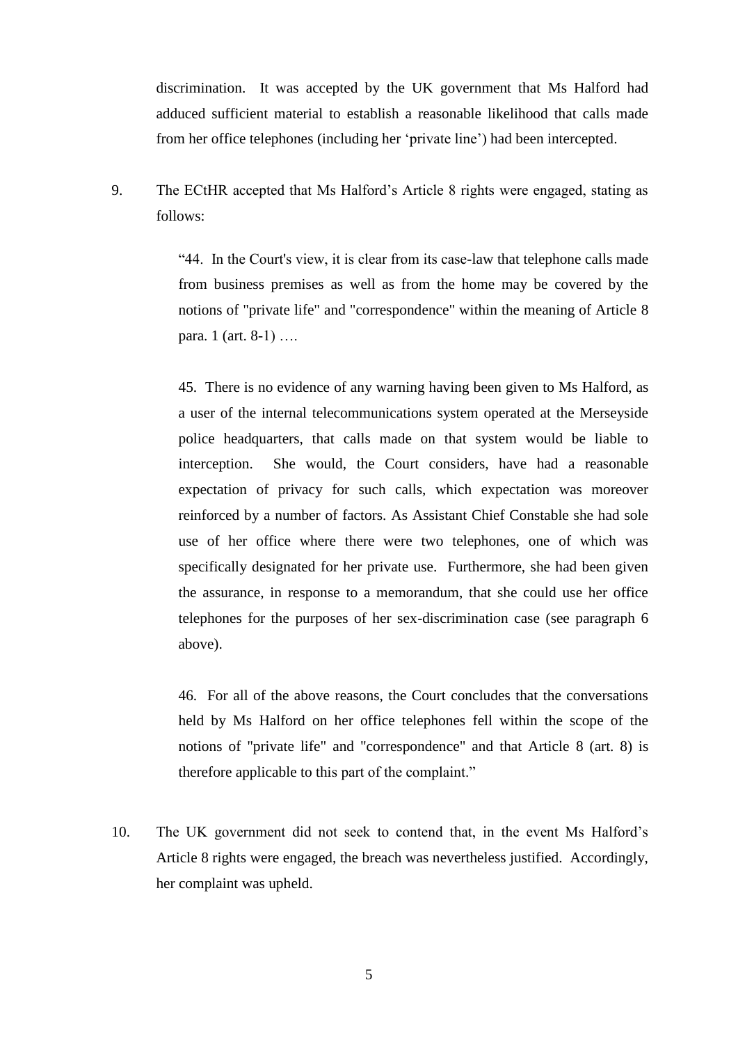discrimination. It was accepted by the UK government that Ms Halford had adduced sufficient material to establish a reasonable likelihood that calls made from her office telephones (including her 'private line') had been intercepted.

9. The ECtHR accepted that Ms Halford's Article 8 rights were engaged, stating as follows:

> "44. In the Court's view, it is clear from its case-law that telephone calls made from business premises as well as from the home may be covered by the notions of "private life" and "correspondence" within the meaning of Article 8 para. 1 (art. 8-1) ….
>
> 45. There is no evidence of any warning having been given to Ms Halford, as a user of the internal telecommunications system operated at the Merseyside police headquarters, that calls made on that system would be liable to interception. She would, the Court considers, have had a reasonable expectation of privacy for such calls, which expectation was moreover reinforced by a number of factors. As Assistant Chief Constable she had sole use of her office where there were two telephones, one of which was specifically designated for her private use. Furthermore, she had been given the assurance, in response to a memorandum, that she could use her office telephones for the purposes of her sex-discrimination case (see paragraph 6 above).
>
> 46. For all of the above reasons, the Court concludes that the conversations held by Ms Halford on her office telephones fell within the scope of the notions of "private life" and "correspondence" and that Article 8 (art. 8) is therefore applicable to this part of the complaint."

10. The UK government did not seek to contend that, in the event Ms Halford's Article 8 rights were engaged, the breach was nevertheless justified. Accordingly, her complaint was upheld.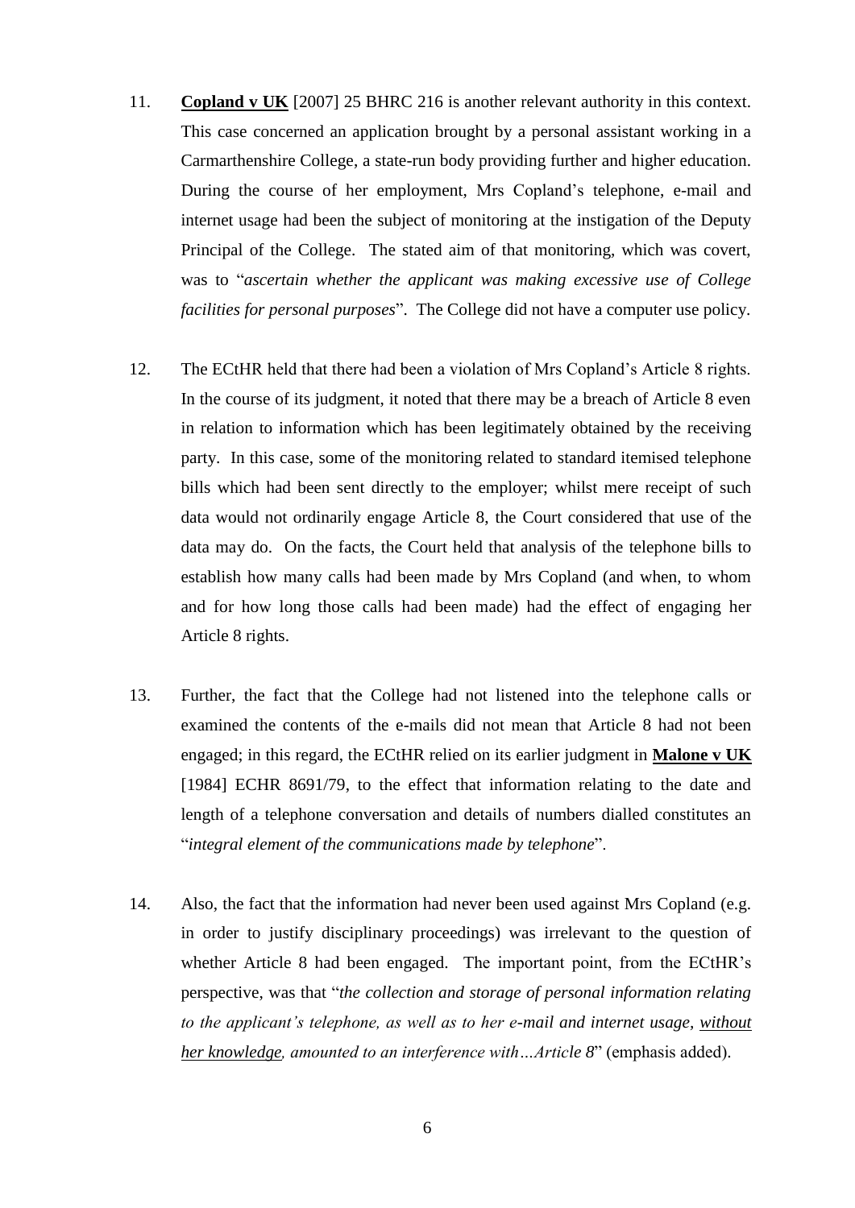11. **Copland v UK** [2007] 25 BHRC 216 is another relevant authority in this context. This case concerned an application brought by a personal assistant working in a Carmarthenshire College, a state-run body providing further and higher education. During the course of her employment, Mrs Copland's telephone, e-mail and internet usage had been the subject of monitoring at the instigation of the Deputy Principal of the College. The stated aim of that monitoring, which was covert, was to "*ascertain whether the applicant was making excessive use of College facilities for personal purposes*". The College did not have a computer use policy.

12. The ECtHR held that there had been a violation of Mrs Copland's Article 8 rights. In the course of its judgment, it noted that there may be a breach of Article 8 even in relation to information which has been legitimately obtained by the receiving party. In this case, some of the monitoring related to standard itemised telephone bills which had been sent directly to the employer; whilst mere receipt of such data would not ordinarily engage Article 8, the Court considered that use of the data may do. On the facts, the Court held that analysis of the telephone bills to establish how many calls had been made by Mrs Copland (and when, to whom and for how long those calls had been made) had the effect of engaging her Article 8 rights.

13. Further, the fact that the College had not listened into the telephone calls or examined the contents of the e-mails did not mean that Article 8 had not been engaged; in this regard, the ECtHR relied on its earlier judgment in **Malone v UK** [1984] ECHR 8691/79, to the effect that information relating to the date and length of a telephone conversation and details of numbers dialled constitutes an "*integral element of the communications made by telephone*".

14. Also, the fact that the information had never been used against Mrs Copland (e.g. in order to justify disciplinary proceedings) was irrelevant to the question of whether Article 8 had been engaged. The important point, from the ECtHR's perspective, was that "*the collection and storage of personal information relating to the applicant's telephone, as well as to her e-mail and internet usage, <u>without her knowledge</u>, amounted to an interference with…Article 8*" (emphasis added).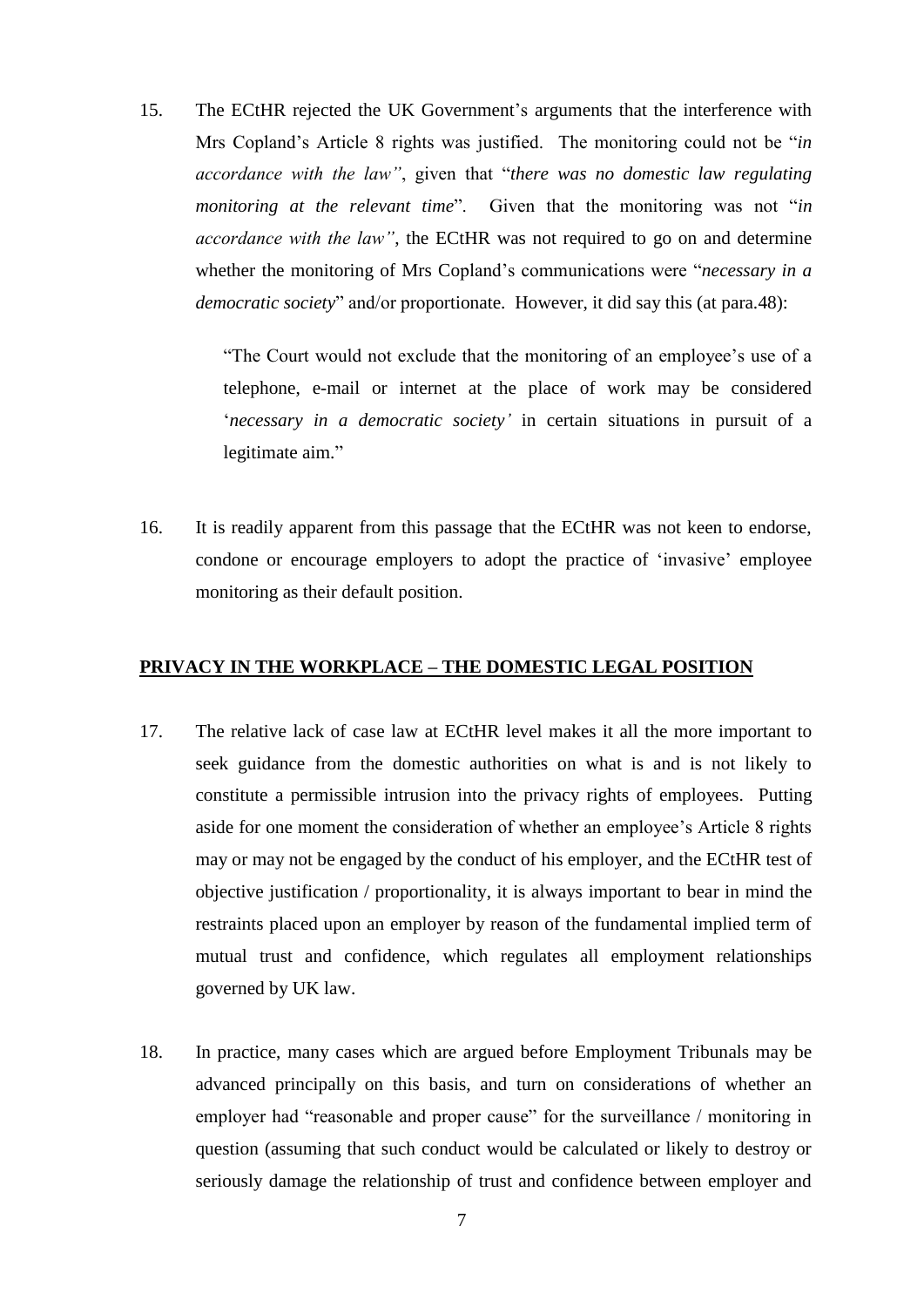15. The ECtHR rejected the UK Government's arguments that the interference with Mrs Copland's Article 8 rights was justified. The monitoring could not be "*in accordance with the law"*, given that "*there was no domestic law regulating monitoring at the relevant time*". Given that the monitoring was not "*in accordance with the law"*, the ECtHR was not required to go on and determine whether the monitoring of Mrs Copland's communications were "*necessary in a democratic society*" and/or proportionate. However, it did say this (at para.48):

> "The Court would not exclude that the monitoring of an employee's use of a telephone, e-mail or internet at the place of work may be considered '*necessary in a democratic society'* in certain situations in pursuit of a legitimate aim."

16. It is readily apparent from this passage that the ECtHR was not keen to endorse, condone or encourage employers to adopt the practice of 'invasive' employee monitoring as their default position.

## PRIVACY IN THE WORKPLACE – THE DOMESTIC LEGAL POSITION

17. The relative lack of case law at ECtHR level makes it all the more important to seek guidance from the domestic authorities on what is and is not likely to constitute a permissible intrusion into the privacy rights of employees. Putting aside for one moment the consideration of whether an employee's Article 8 rights may or may not be engaged by the conduct of his employer, and the ECtHR test of objective justification / proportionality, it is always important to bear in mind the restraints placed upon an employer by reason of the fundamental implied term of mutual trust and confidence, which regulates all employment relationships governed by UK law.

18. In practice, many cases which are argued before Employment Tribunals may be advanced principally on this basis, and turn on considerations of whether an employer had "reasonable and proper cause" for the surveillance / monitoring in question (assuming that such conduct would be calculated or likely to destroy or seriously damage the relationship of trust and confidence between employer and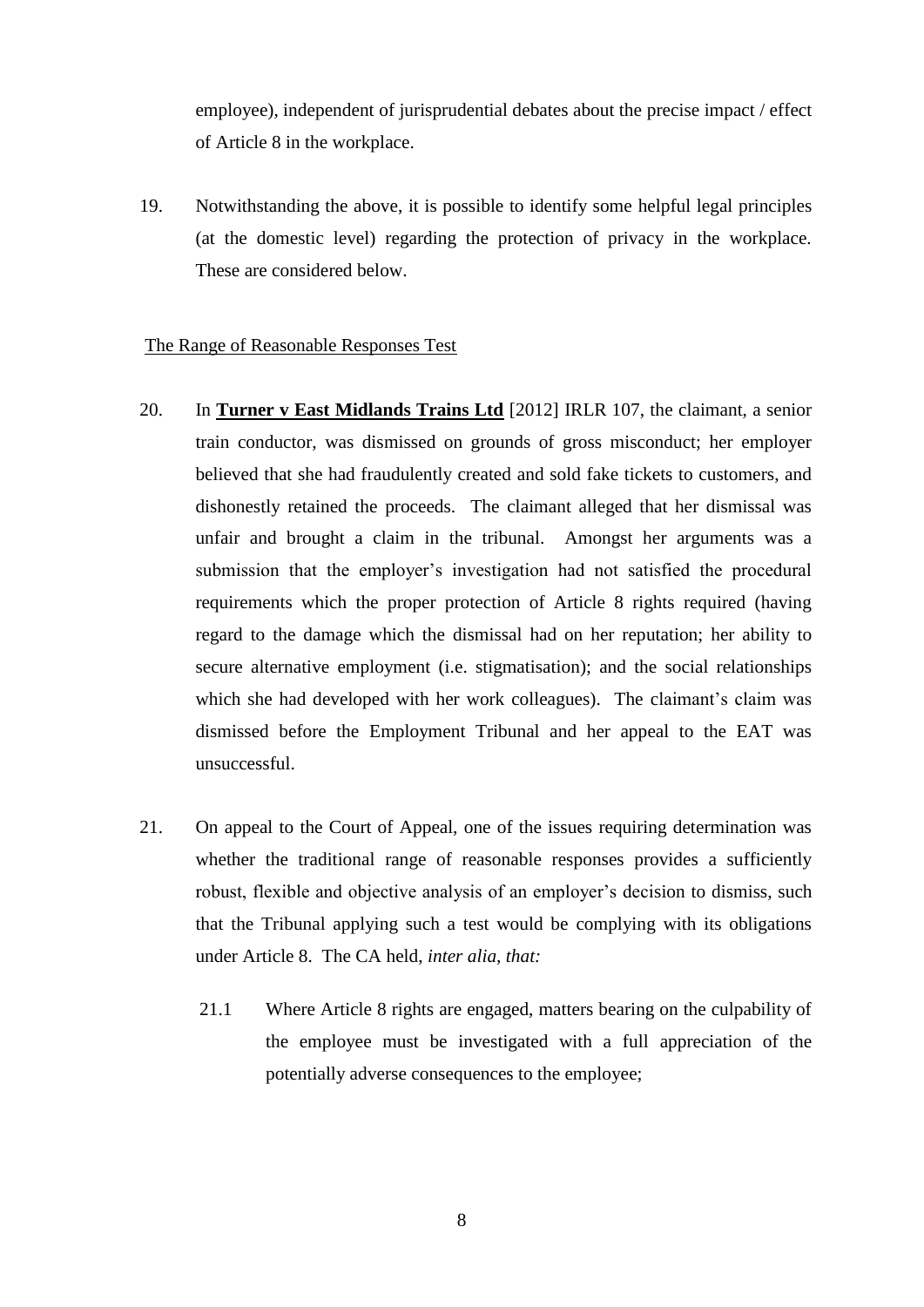employee), independent of jurisprudential debates about the precise impact / effect of Article 8 in the workplace.

19. Notwithstanding the above, it is possible to identify some helpful legal principles (at the domestic level) regarding the protection of privacy in the workplace. These are considered below.

<u>The Range of Reasonable Responses Test</u>

20. In **<u>Turner v East Midlands Trains Ltd</u>** [2012] IRLR 107, the claimant, a senior train conductor, was dismissed on grounds of gross misconduct; her employer believed that she had fraudulently created and sold fake tickets to customers, and dishonestly retained the proceeds. The claimant alleged that her dismissal was unfair and brought a claim in the tribunal. Amongst her arguments was a submission that the employer's investigation had not satisfied the procedural requirements which the proper protection of Article 8 rights required (having regard to the damage which the dismissal had on her reputation; her ability to secure alternative employment (i.e. stigmatisation); and the social relationships which she had developed with her work colleagues). The claimant's claim was dismissed before the Employment Tribunal and her appeal to the EAT was unsuccessful.

21. On appeal to the Court of Appeal, one of the issues requiring determination was whether the traditional range of reasonable responses provides a sufficiently robust, flexible and objective analysis of an employer's decision to dismiss, such that the Tribunal applying such a test would be complying with its obligations under Article 8. The CA held, *inter alia, that:*

    21.1 Where Article 8 rights are engaged, matters bearing on the culpability of the employee must be investigated with a full appreciation of the potentially adverse consequences to the employee;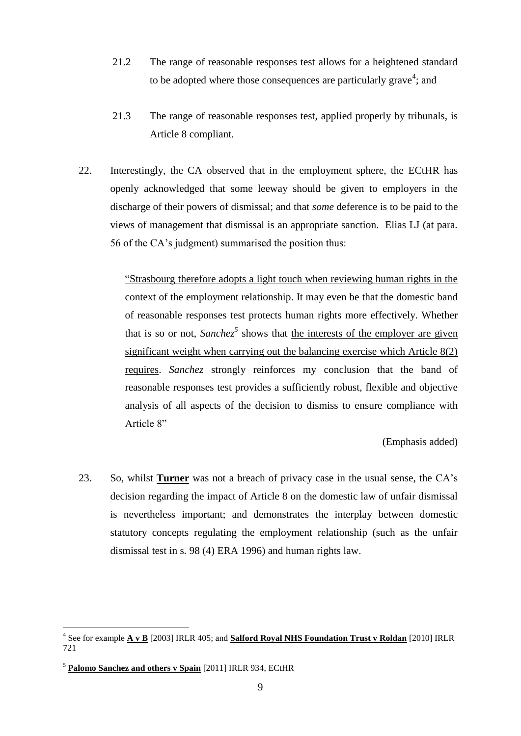21.2 The range of reasonable responses test allows for a heightened standard to be adopted where those consequences are particularly grave[4]; and

21.3 The range of reasonable responses test, applied properly by tribunals, is Article 8 compliant.

22. Interestingly, the CA observed that in the employment sphere, the ECtHR has openly acknowledged that some leeway should be given to employers in the discharge of their powers of dismissal; and that *some* deference is to be paid to the views of management that dismissal is an appropriate sanction. Elias LJ (at para. 56 of the CA's judgment) summarised the position thus:

> "Strasbourg therefore adopts a light touch when reviewing human rights in the context of the employment relationship. It may even be that the domestic band of reasonable responses test protects human rights more effectively. Whether that is so or not, *Sanchez*[5] shows that the interests of the employer are given significant weight when carrying out the balancing exercise which Article 8(2) requires. *Sanchez* strongly reinforces my conclusion that the band of reasonable responses test provides a sufficiently robust, flexible and objective analysis of all aspects of the decision to dismiss to ensure compliance with Article 8"
>
> (Emphasis added)

23. So, whilst **Turner** was not a breach of privacy case in the usual sense, the CA's decision regarding the impact of Article 8 on the domestic law of unfair dismissal is nevertheless important; and demonstrates the interplay between domestic statutory concepts regulating the employment relationship (such as the unfair dismissal test in s. 98 (4) ERA 1996) and human rights law.

---

[4] See for example **A v B** [2003] IRLR 405; and **Salford Royal NHS Foundation Trust v Roldan** [2010] IRLR 721

[5] **Palomo Sanchez and others v Spain** [2011] IRLR 934, ECtHR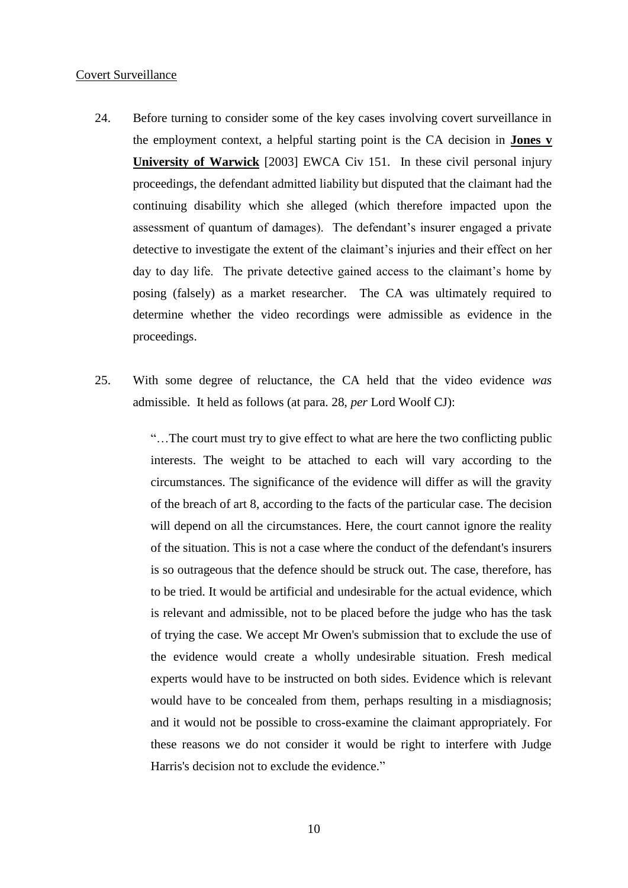Covert Surveillance

24. Before turning to consider some of the key cases involving covert surveillance in the employment context, a helpful starting point is the CA decision in **Jones v University of Warwick** [2003] EWCA Civ 151. In these civil personal injury proceedings, the defendant admitted liability but disputed that the claimant had the continuing disability which she alleged (which therefore impacted upon the assessment of quantum of damages). The defendant's insurer engaged a private detective to investigate the extent of the claimant's injuries and their effect on her day to day life. The private detective gained access to the claimant's home by posing (falsely) as a market researcher. The CA was ultimately required to determine whether the video recordings were admissible as evidence in the proceedings.

25. With some degree of reluctance, the CA held that the video evidence *was* admissible. It held as follows (at para. 28, *per* Lord Woolf CJ):

> "…The court must try to give effect to what are here the two conflicting public interests. The weight to be attached to each will vary according to the circumstances. The significance of the evidence will differ as will the gravity of the breach of art 8, according to the facts of the particular case. The decision will depend on all the circumstances. Here, the court cannot ignore the reality of the situation. This is not a case where the conduct of the defendant's insurers is so outrageous that the defence should be struck out. The case, therefore, has to be tried. It would be artificial and undesirable for the actual evidence, which is relevant and admissible, not to be placed before the judge who has the task of trying the case. We accept Mr Owen's submission that to exclude the use of the evidence would create a wholly undesirable situation. Fresh medical experts would have to be instructed on both sides. Evidence which is relevant would have to be concealed from them, perhaps resulting in a misdiagnosis; and it would not be possible to cross-examine the claimant appropriately. For these reasons we do not consider it would be right to interfere with Judge Harris's decision not to exclude the evidence."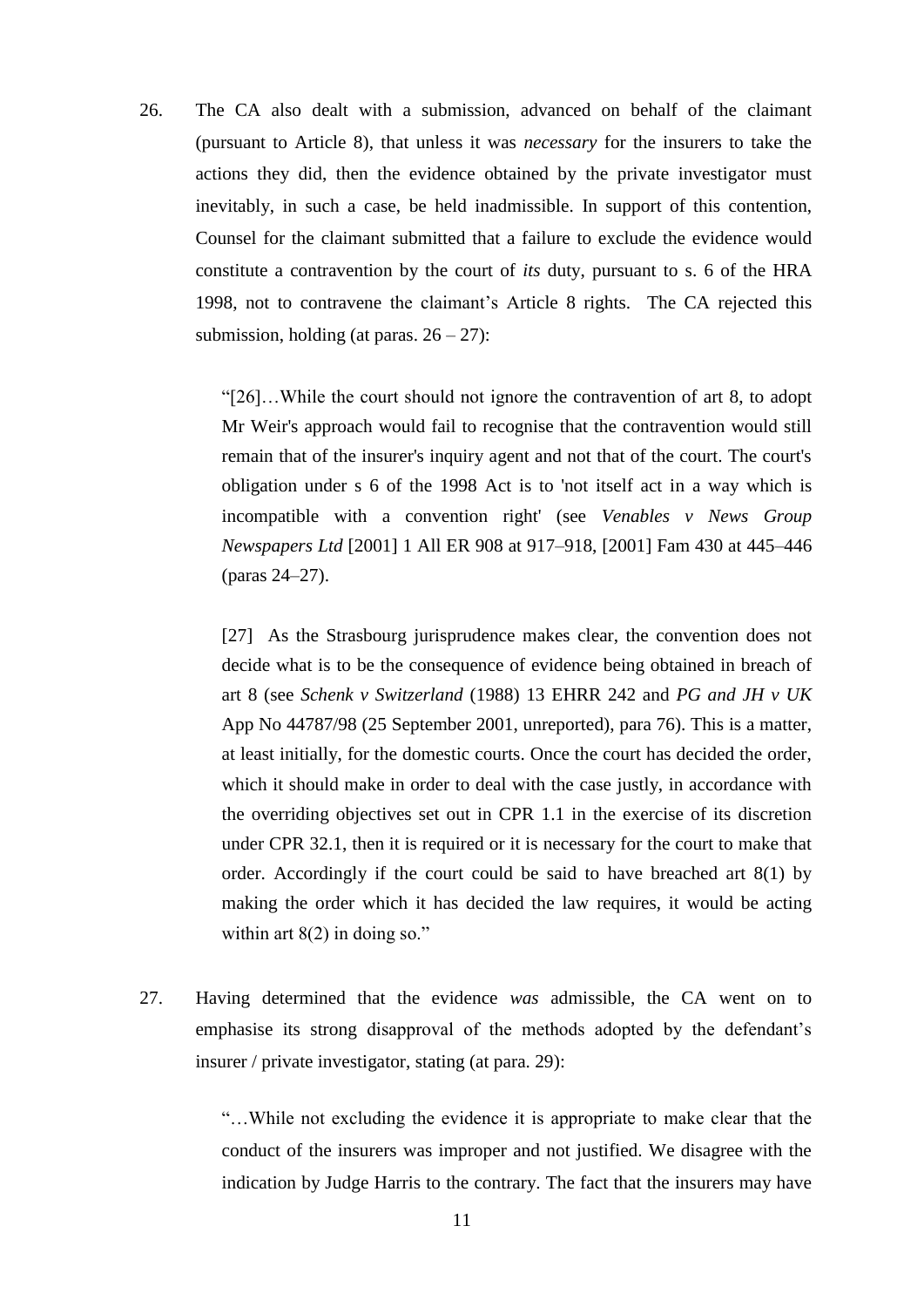26. The CA also dealt with a submission, advanced on behalf of the claimant (pursuant to Article 8), that unless it was *necessary* for the insurers to take the actions they did, then the evidence obtained by the private investigator must inevitably, in such a case, be held inadmissible. In support of this contention, Counsel for the claimant submitted that a failure to exclude the evidence would constitute a contravention by the court of *its* duty, pursuant to s. 6 of the HRA 1998, not to contravene the claimant's Article 8 rights. The CA rejected this submission, holding (at paras. 26 – 27):

> "[26]…While the court should not ignore the contravention of art 8, to adopt Mr Weir's approach would fail to recognise that the contravention would still remain that of the insurer's inquiry agent and not that of the court. The court's obligation under s 6 of the 1998 Act is to 'not itself act in a way which is incompatible with a convention right' (see *Venables v News Group Newspapers Ltd* [2001] 1 All ER 908 at 917–918, [2001] Fam 430 at 445–446 (paras 24–27).
>
> [27] As the Strasbourg jurisprudence makes clear, the convention does not decide what is to be the consequence of evidence being obtained in breach of art 8 (see *Schenk v Switzerland* (1988) 13 EHRR 242 and *PG and JH v UK* App No 44787/98 (25 September 2001, unreported), para 76). This is a matter, at least initially, for the domestic courts. Once the court has decided the order, which it should make in order to deal with the case justly, in accordance with the overriding objectives set out in CPR 1.1 in the exercise of its discretion under CPR 32.1, then it is required or it is necessary for the court to make that order. Accordingly if the court could be said to have breached art 8(1) by making the order which it has decided the law requires, it would be acting within art 8(2) in doing so."

27. Having determined that the evidence *was* admissible, the CA went on to emphasise its strong disapproval of the methods adopted by the defendant's insurer / private investigator, stating (at para. 29):

> "…While not excluding the evidence it is appropriate to make clear that the conduct of the insurers was improper and not justified. We disagree with the indication by Judge Harris to the contrary. The fact that the insurers may have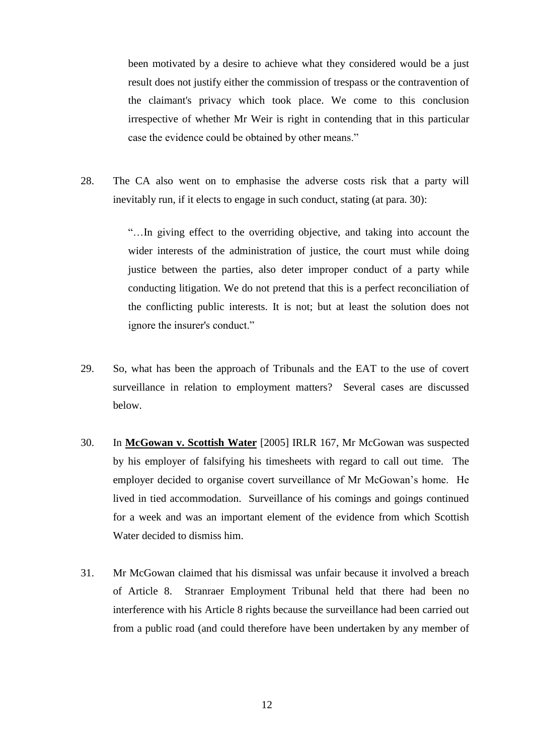> been motivated by a desire to achieve what they considered would be a just result does not justify either the commission of trespass or the contravention of the claimant's privacy which took place. We come to this conclusion irrespective of whether Mr Weir is right in contending that in this particular case the evidence could be obtained by other means."

28. The CA also went on to emphasise the adverse costs risk that a party will inevitably run, if it elects to engage in such conduct, stating (at para. 30):

> "…In giving effect to the overriding objective, and taking into account the wider interests of the administration of justice, the court must while doing justice between the parties, also deter improper conduct of a party while conducting litigation. We do not pretend that this is a perfect reconciliation of the conflicting public interests. It is not; but at least the solution does not ignore the insurer's conduct."

29. So, what has been the approach of Tribunals and the EAT to the use of covert surveillance in relation to employment matters? Several cases are discussed below.

30. In **McGowan v. Scottish Water** [2005] IRLR 167, Mr McGowan was suspected by his employer of falsifying his timesheets with regard to call out time. The employer decided to organise covert surveillance of Mr McGowan's home. He lived in tied accommodation. Surveillance of his comings and goings continued for a week and was an important element of the evidence from which Scottish Water decided to dismiss him.

31. Mr McGowan claimed that his dismissal was unfair because it involved a breach of Article 8. Stranraer Employment Tribunal held that there had been no interference with his Article 8 rights because the surveillance had been carried out from a public road (and could therefore have been undertaken by any member of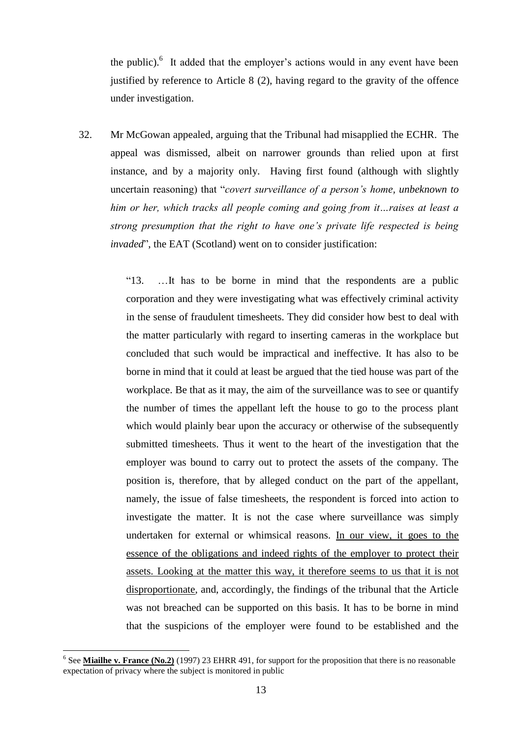the public).[6] It added that the employer's actions would in any event have been justified by reference to Article 8 (2), having regard to the gravity of the offence under investigation.

32. Mr McGowan appealed, arguing that the Tribunal had misapplied the ECHR. The appeal was dismissed, albeit on narrower grounds than relied upon at first instance, and by a majority only. Having first found (although with slightly uncertain reasoning) that "*covert surveillance of a person's home, unbeknown to him or her, which tracks all people coming and going from it…raises at least a strong presumption that the right to have one's private life respected is being invaded*", the EAT (Scotland) went on to consider justification:

> "13. …It has to be borne in mind that the respondents are a public corporation and they were investigating what was effectively criminal activity in the sense of fraudulent timesheets. They did consider how best to deal with the matter particularly with regard to inserting cameras in the workplace but concluded that such would be impractical and ineffective. It has also to be borne in mind that it could at least be argued that the tied house was part of the workplace. Be that as it may, the aim of the surveillance was to see or quantify the number of times the appellant left the house to go to the process plant which would plainly bear upon the accuracy or otherwise of the subsequently submitted timesheets. Thus it went to the heart of the investigation that the employer was bound to carry out to protect the assets of the company. The position is, therefore, that by alleged conduct on the part of the appellant, namely, the issue of false timesheets, the respondent is forced into action to investigate the matter. It is not the case where surveillance was simply undertaken for external or whimsical reasons. <u>In our view, it goes to the essence of the obligations and indeed rights of the employer to protect their assets. Looking at the matter this way, it therefore seems to us that it is not disproportionate</u>, and, accordingly, the findings of the tribunal that the Article was not breached can be supported on this basis. It has to be borne in mind that the suspicions of the employer were found to be established and the

---

[6] See **<u>Miailhe v. France (No.2)</u>** (1997) 23 EHRR 491, for support for the proposition that there is no reasonable expectation of privacy where the subject is monitored in public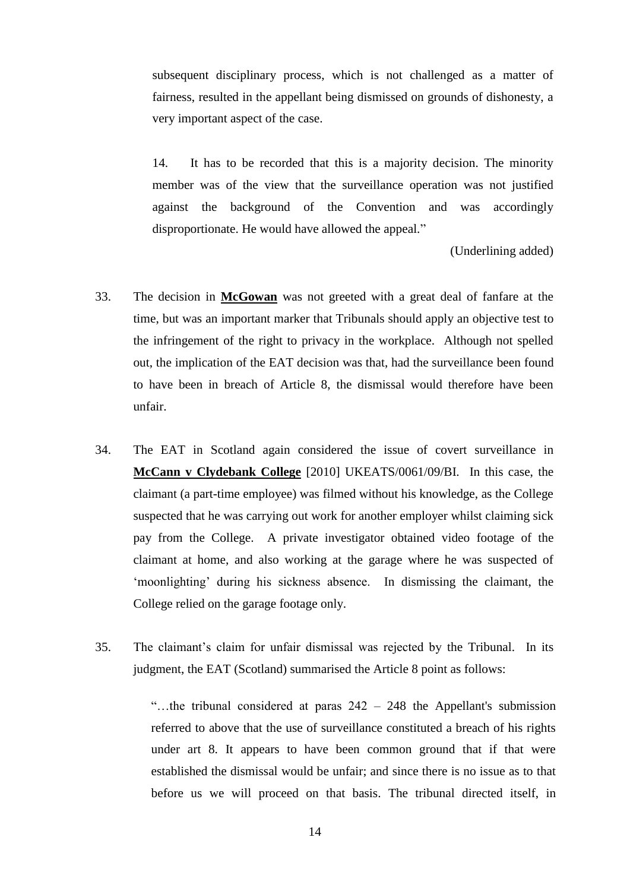> subsequent disciplinary process, which is not challenged as a matter of fairness, resulted in the appellant being dismissed on grounds of dishonesty, a very important aspect of the case.
>
> 14. It has to be recorded that this is a majority decision. The minority member was of the view that the surveillance operation was not justified against the background of the Convention and was accordingly disproportionate. He would have allowed the appeal."

(Underlining added)

33. The decision in **McGowan** was not greeted with a great deal of fanfare at the time, but was an important marker that Tribunals should apply an objective test to the infringement of the right to privacy in the workplace. Although not spelled out, the implication of the EAT decision was that, had the surveillance been found to have been in breach of Article 8, the dismissal would therefore have been unfair.

34. The EAT in Scotland again considered the issue of covert surveillance in **McCann v Clydebank College** [2010] UKEATS/0061/09/BI. In this case, the claimant (a part-time employee) was filmed without his knowledge, as the College suspected that he was carrying out work for another employer whilst claiming sick pay from the College. A private investigator obtained video footage of the claimant at home, and also working at the garage where he was suspected of 'moonlighting' during his sickness absence. In dismissing the claimant, the College relied on the garage footage only.

35. The claimant's claim for unfair dismissal was rejected by the Tribunal. In its judgment, the EAT (Scotland) summarised the Article 8 point as follows:

> "…the tribunal considered at paras 242 – 248 the Appellant's submission referred to above that the use of surveillance constituted a breach of his rights under art 8. It appears to have been common ground that if that were established the dismissal would be unfair; and since there is no issue as to that before us we will proceed on that basis. The tribunal directed itself, in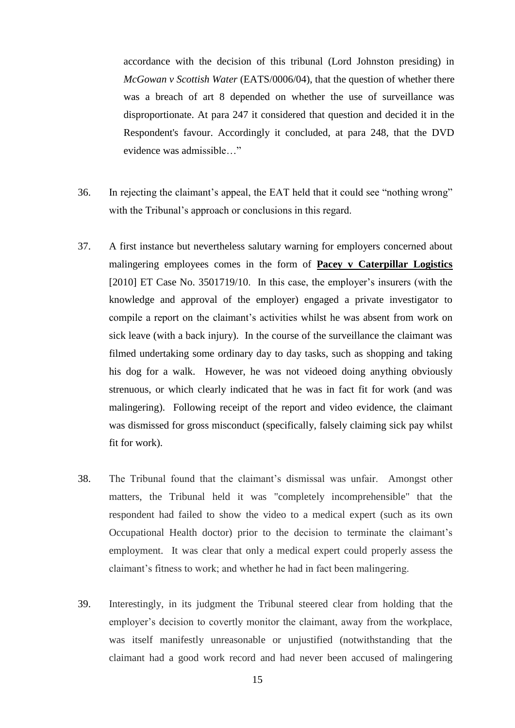accordance with the decision of this tribunal (Lord Johnston presiding) in *McGowan v Scottish Water* (EATS/0006/04), that the question of whether there was a breach of art 8 depended on whether the use of surveillance was disproportionate. At para 247 it considered that question and decided it in the Respondent's favour. Accordingly it concluded, at para 248, that the DVD evidence was admissible…"

36. In rejecting the claimant's appeal, the EAT held that it could see "nothing wrong" with the Tribunal's approach or conclusions in this regard.

37. A first instance but nevertheless salutary warning for employers concerned about malingering employees comes in the form of **Pacey v Caterpillar Logistics** [2010] ET Case No. 3501719/10. In this case, the employer's insurers (with the knowledge and approval of the employer) engaged a private investigator to compile a report on the claimant's activities whilst he was absent from work on sick leave (with a back injury). In the course of the surveillance the claimant was filmed undertaking some ordinary day to day tasks, such as shopping and taking his dog for a walk. However, he was not videoed doing anything obviously strenuous, or which clearly indicated that he was in fact fit for work (and was malingering). Following receipt of the report and video evidence, the claimant was dismissed for gross misconduct (specifically, falsely claiming sick pay whilst fit for work).

38. The Tribunal found that the claimant's dismissal was unfair. Amongst other matters, the Tribunal held it was "completely incomprehensible" that the respondent had failed to show the video to a medical expert (such as its own Occupational Health doctor) prior to the decision to terminate the claimant's employment. It was clear that only a medical expert could properly assess the claimant's fitness to work; and whether he had in fact been malingering.

39. Interestingly, in its judgment the Tribunal steered clear from holding that the employer's decision to covertly monitor the claimant, away from the workplace, was itself manifestly unreasonable or unjustified (notwithstanding that the claimant had a good work record and had never been accused of malingering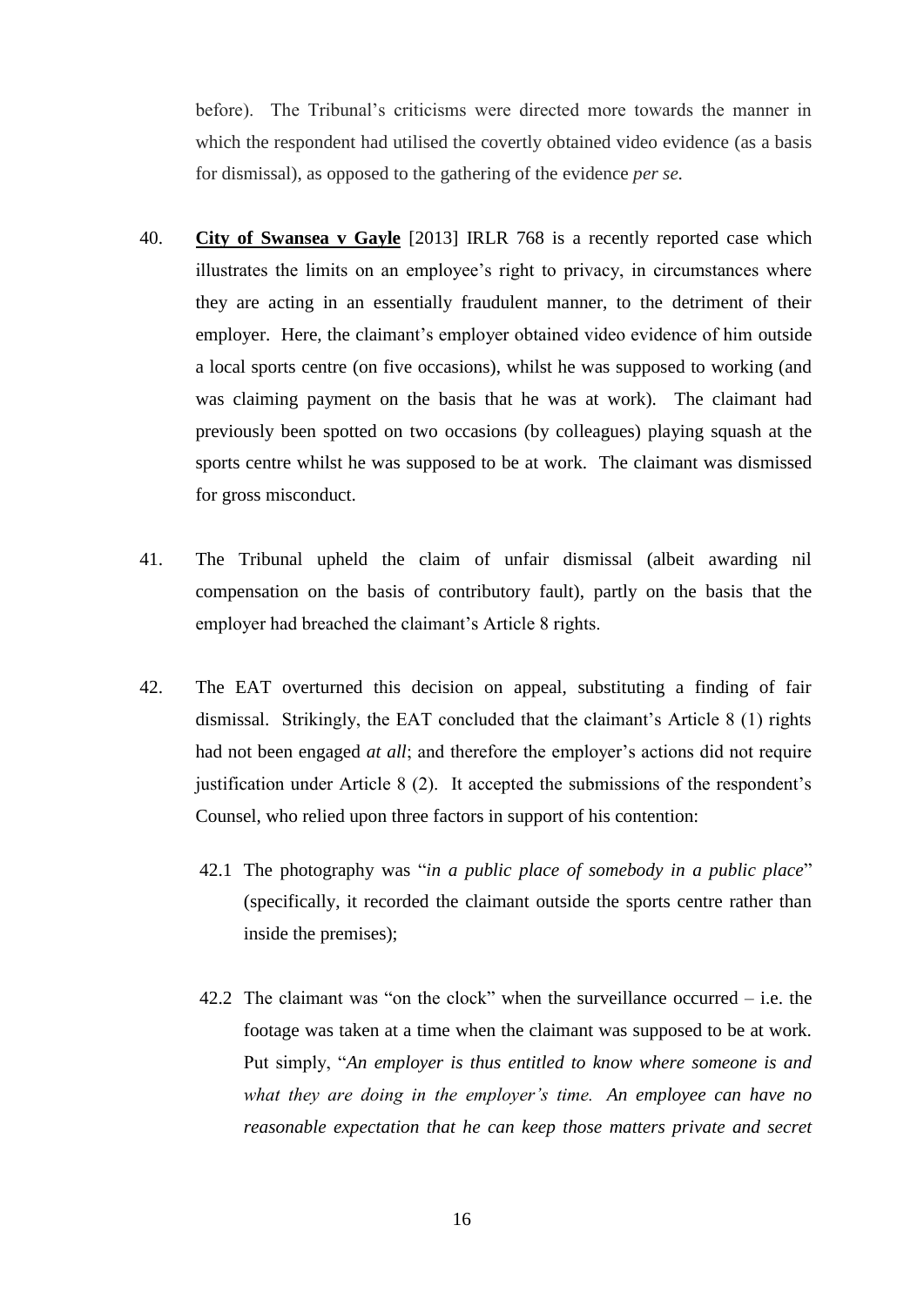before). The Tribunal's criticisms were directed more towards the manner in which the respondent had utilised the covertly obtained video evidence (as a basis for dismissal), as opposed to the gathering of the evidence *per se.*

40. **City of Swansea v Gayle** [2013] IRLR 768 is a recently reported case which illustrates the limits on an employee's right to privacy, in circumstances where they are acting in an essentially fraudulent manner, to the detriment of their employer. Here, the claimant's employer obtained video evidence of him outside a local sports centre (on five occasions), whilst he was supposed to working (and was claiming payment on the basis that he was at work). The claimant had previously been spotted on two occasions (by colleagues) playing squash at the sports centre whilst he was supposed to be at work. The claimant was dismissed for gross misconduct.

41. The Tribunal upheld the claim of unfair dismissal (albeit awarding nil compensation on the basis of contributory fault), partly on the basis that the employer had breached the claimant's Article 8 rights.

42. The EAT overturned this decision on appeal, substituting a finding of fair dismissal. Strikingly, the EAT concluded that the claimant's Article 8 (1) rights had not been engaged *at all*; and therefore the employer's actions did not require justification under Article 8 (2). It accepted the submissions of the respondent's Counsel, who relied upon three factors in support of his contention:

    42.1 The photography was "*in a public place of somebody in a public place*" (specifically, it recorded the claimant outside the sports centre rather than inside the premises);

    42.2 The claimant was "on the clock" when the surveillance occurred – i.e. the footage was taken at a time when the claimant was supposed to be at work. Put simply, "*An employer is thus entitled to know where someone is and what they are doing in the employer's time. An employee can have no reasonable expectation that he can keep those matters private and secret*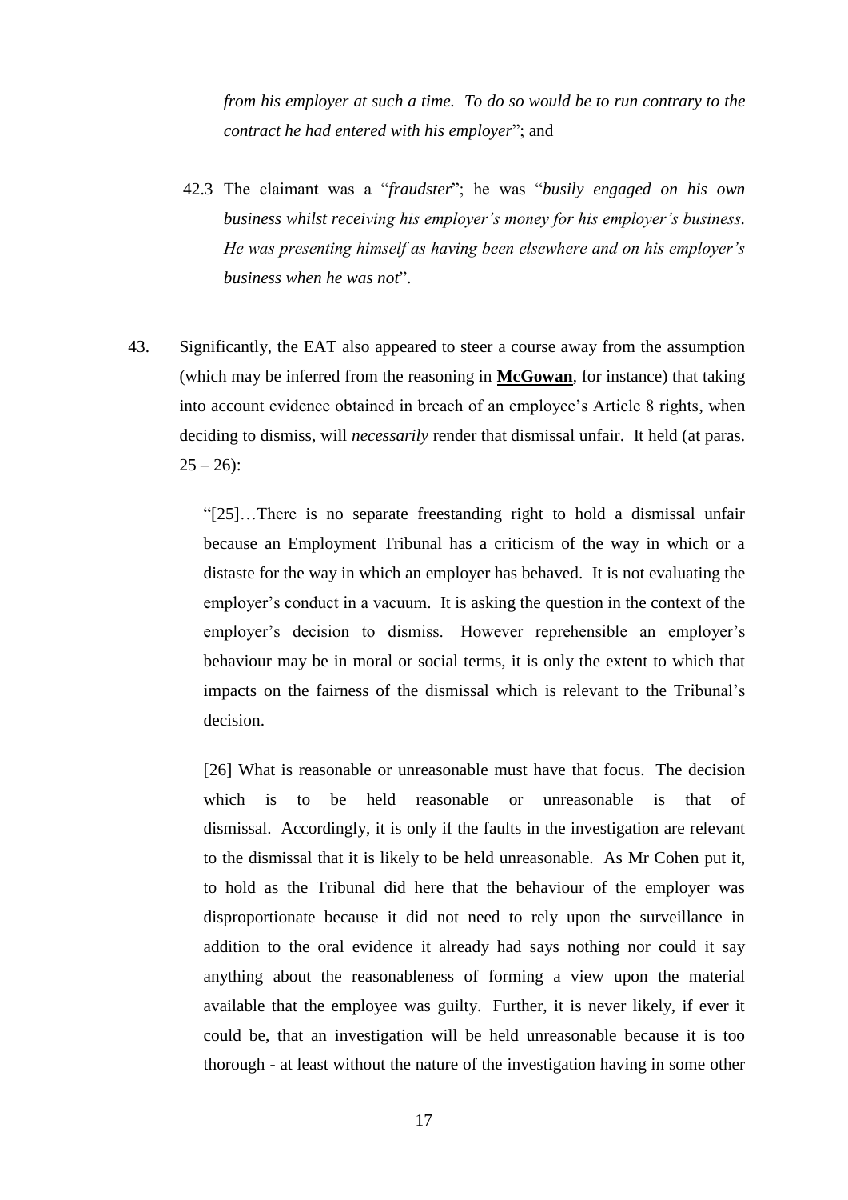*from his employer at such a time. To do so would be to run contrary to the contract he had entered with his employer*"; and

42.3 The claimant was a "*fraudster*"; he was "*busily engaged on his own business whilst receiving his employer's money for his employer's business. He was presenting himself as having been elsewhere and on his employer's business when he was not*".

43. Significantly, the EAT also appeared to steer a course away from the assumption (which may be inferred from the reasoning in **McGowan**, for instance) that taking into account evidence obtained in breach of an employee's Article 8 rights, when deciding to dismiss, will *necessarily* render that dismissal unfair. It held (at paras. 25 – 26):

> "[25]…There is no separate freestanding right to hold a dismissal unfair because an Employment Tribunal has a criticism of the way in which or a distaste for the way in which an employer has behaved. It is not evaluating the employer's conduct in a vacuum. It is asking the question in the context of the employer's decision to dismiss. However reprehensible an employer's behaviour may be in moral or social terms, it is only the extent to which that impacts on the fairness of the dismissal which is relevant to the Tribunal's decision.
>
> [26] What is reasonable or unreasonable must have that focus. The decision which is to be held reasonable or unreasonable is that of dismissal. Accordingly, it is only if the faults in the investigation are relevant to the dismissal that it is likely to be held unreasonable. As Mr Cohen put it, to hold as the Tribunal did here that the behaviour of the employer was disproportionate because it did not need to rely upon the surveillance in addition to the oral evidence it already had says nothing nor could it say anything about the reasonableness of forming a view upon the material available that the employee was guilty. Further, it is never likely, if ever it could be, that an investigation will be held unreasonable because it is too thorough - at least without the nature of the investigation having in some other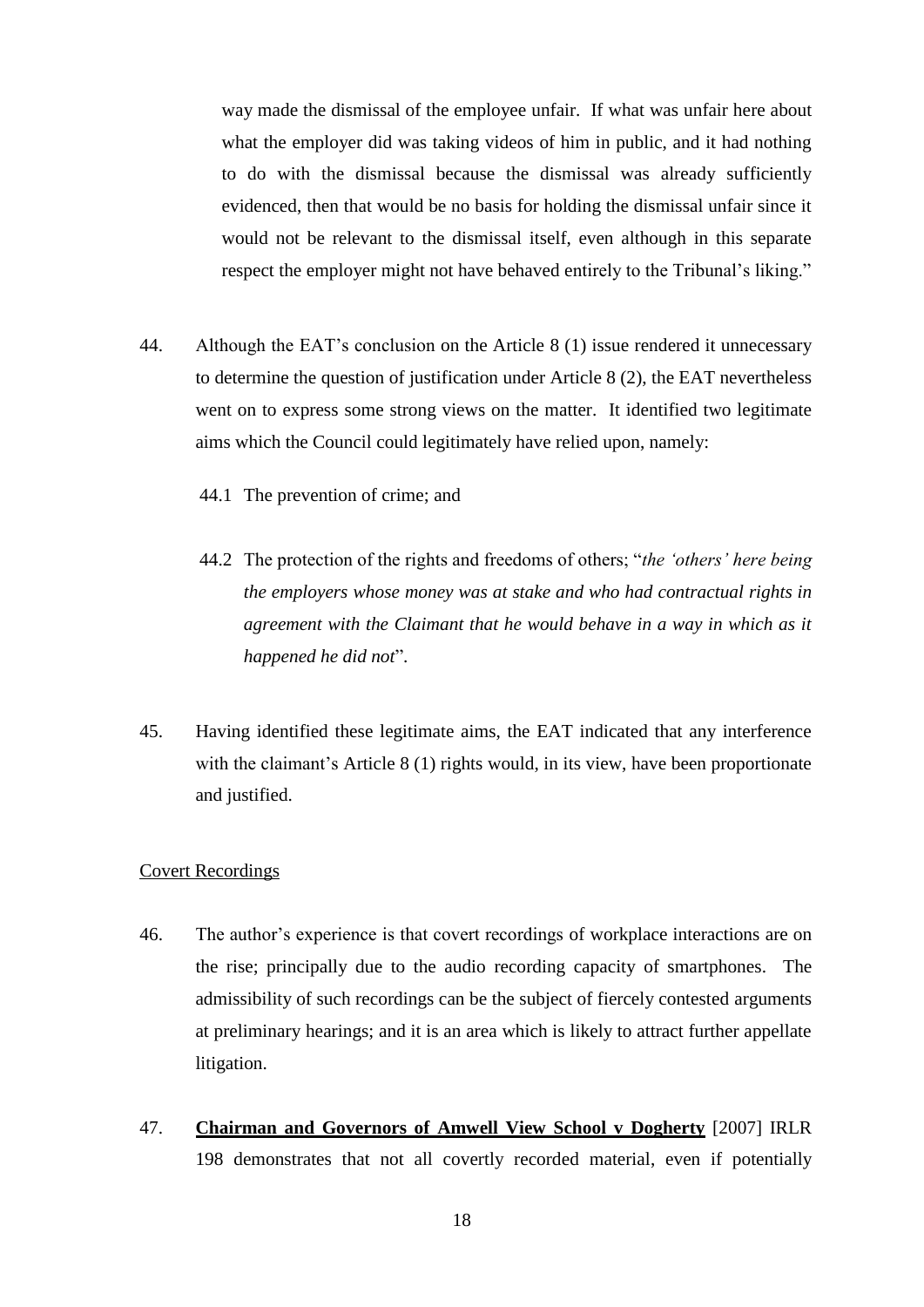way made the dismissal of the employee unfair. If what was unfair here about what the employer did was taking videos of him in public, and it had nothing to do with the dismissal because the dismissal was already sufficiently evidenced, then that would be no basis for holding the dismissal unfair since it would not be relevant to the dismissal itself, even although in this separate respect the employer might not have behaved entirely to the Tribunal's liking."

44. Although the EAT's conclusion on the Article 8 (1) issue rendered it unnecessary to determine the question of justification under Article 8 (2), the EAT nevertheless went on to express some strong views on the matter. It identified two legitimate aims which the Council could legitimately have relied upon, namely:

    44.1 The prevention of crime; and

    44.2 The protection of the rights and freedoms of others; "*the 'others' here being the employers whose money was at stake and who had contractual rights in agreement with the Claimant that he would behave in a way in which as it happened he did not*".

45. Having identified these legitimate aims, the EAT indicated that any interference with the claimant's Article 8 (1) rights would, in its view, have been proportionate and justified.

Covert Recordings

46. The author's experience is that covert recordings of workplace interactions are on the rise; principally due to the audio recording capacity of smartphones. The admissibility of such recordings can be the subject of fiercely contested arguments at preliminary hearings; and it is an area which is likely to attract further appellate litigation.

47. **Chairman and Governors of Amwell View School v Dogherty** [2007] IRLR 198 demonstrates that not all covertly recorded material, even if potentially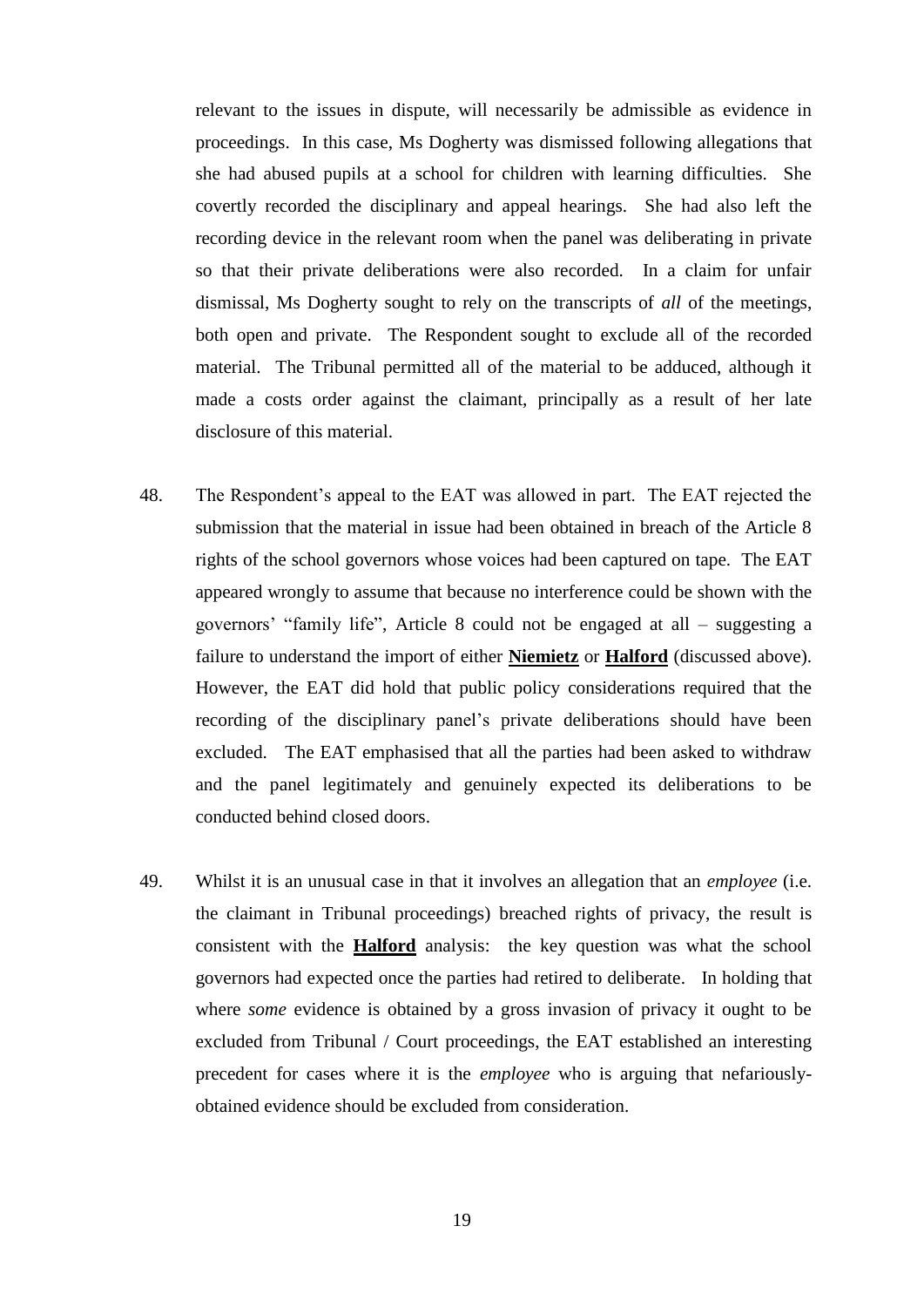relevant to the issues in dispute, will necessarily be admissible as evidence in proceedings. In this case, Ms Dogherty was dismissed following allegations that she had abused pupils at a school for children with learning difficulties. She covertly recorded the disciplinary and appeal hearings. She had also left the recording device in the relevant room when the panel was deliberating in private so that their private deliberations were also recorded. In a claim for unfair dismissal, Ms Dogherty sought to rely on the transcripts of *all* of the meetings, both open and private. The Respondent sought to exclude all of the recorded material. The Tribunal permitted all of the material to be adduced, although it made a costs order against the claimant, principally as a result of her late disclosure of this material.

48. The Respondent's appeal to the EAT was allowed in part. The EAT rejected the submission that the material in issue had been obtained in breach of the Article 8 rights of the school governors whose voices had been captured on tape. The EAT appeared wrongly to assume that because no interference could be shown with the governors' "family life", Article 8 could not be engaged at all – suggesting a failure to understand the import of either **<u>Niemietz</u>** or **<u>Halford</u>** (discussed above). However, the EAT did hold that public policy considerations required that the recording of the disciplinary panel's private deliberations should have been excluded. The EAT emphasised that all the parties had been asked to withdraw and the panel legitimately and genuinely expected its deliberations to be conducted behind closed doors.

49. Whilst it is an unusual case in that it involves an allegation that an *employee* (i.e. the claimant in Tribunal proceedings) breached rights of privacy, the result is consistent with the **<u>Halford</u>** analysis: the key question was what the school governors had expected once the parties had retired to deliberate. In holding that where *some* evidence is obtained by a gross invasion of privacy it ought to be excluded from Tribunal / Court proceedings, the EAT established an interesting precedent for cases where it is the *employee* who is arguing that nefariously-obtained evidence should be excluded from consideration.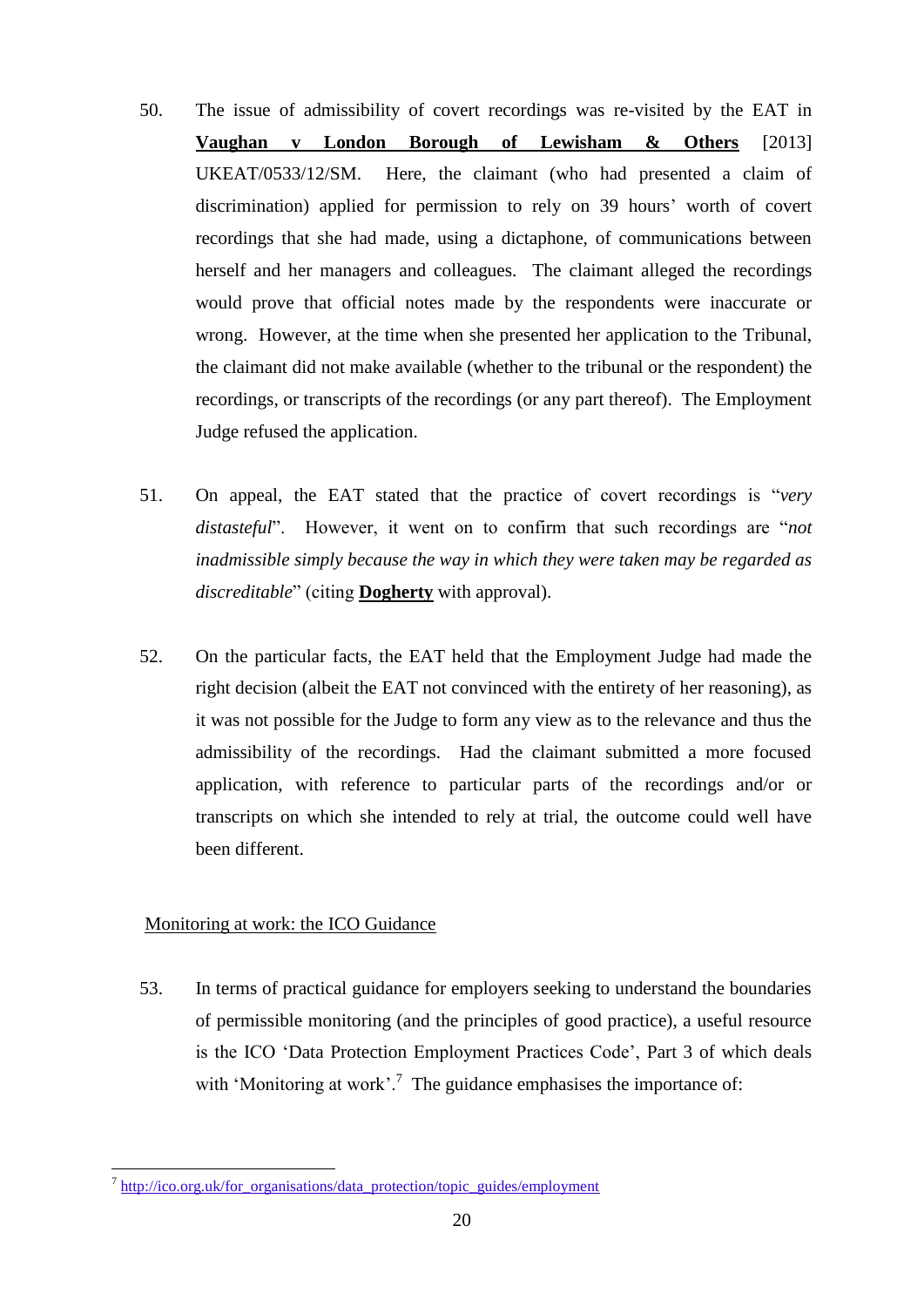50. The issue of admissibility of covert recordings was re-visited by the EAT in **Vaughan v London Borough of Lewisham & Others** [2013] UKEAT/0533/12/SM. Here, the claimant (who had presented a claim of discrimination) applied for permission to rely on 39 hours' worth of covert recordings that she had made, using a dictaphone, of communications between herself and her managers and colleagues. The claimant alleged the recordings would prove that official notes made by the respondents were inaccurate or wrong. However, at the time when she presented her application to the Tribunal, the claimant did not make available (whether to the tribunal or the respondent) the recordings, or transcripts of the recordings (or any part thereof). The Employment Judge refused the application.

51. On appeal, the EAT stated that the practice of covert recordings is "*very distasteful*". However, it went on to confirm that such recordings are "*not inadmissible simply because the way in which they were taken may be regarded as discreditable*" (citing **Dogherty** with approval).

52. On the particular facts, the EAT held that the Employment Judge had made the right decision (albeit the EAT not convinced with the entirety of her reasoning), as it was not possible for the Judge to form any view as to the relevance and thus the admissibility of the recordings. Had the claimant submitted a more focused application, with reference to particular parts of the recordings and/or or transcripts on which she intended to rely at trial, the outcome could well have been different.

Monitoring at work: the ICO Guidance

53. In terms of practical guidance for employers seeking to understand the boundaries of permissible monitoring (and the principles of good practice), a useful resource is the ICO 'Data Protection Employment Practices Code', Part 3 of which deals with 'Monitoring at work'.[7] The guidance emphasises the importance of:

---

[7] http://ico.org.uk/for_organisations/data_protection/topic_guides/employment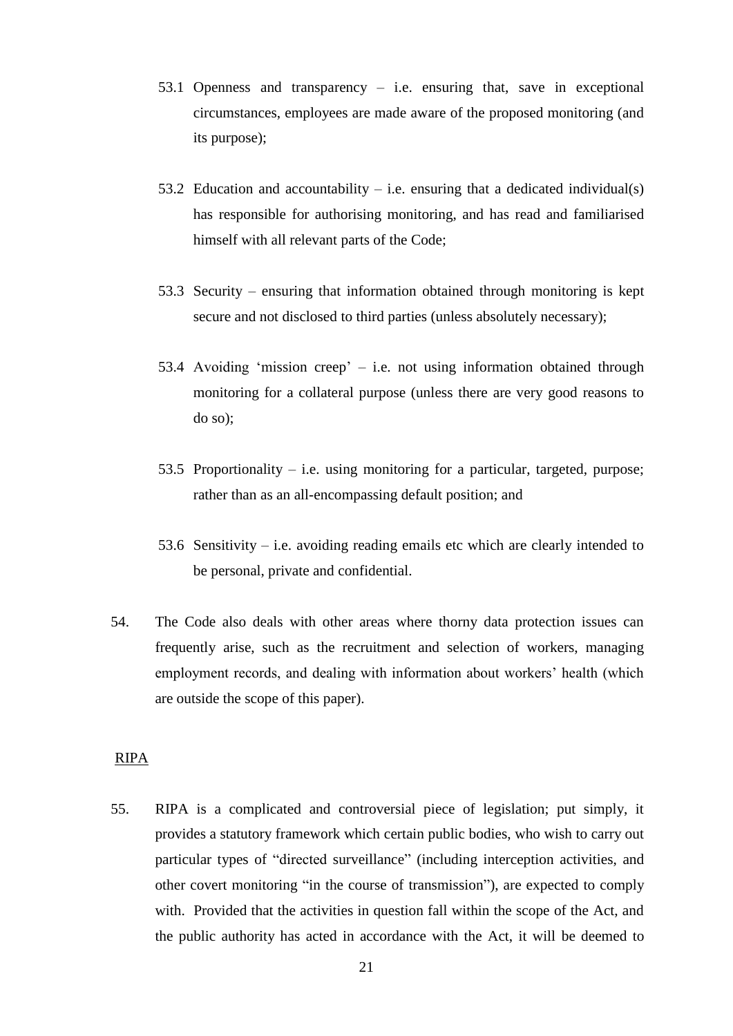53.1 Openness and transparency – i.e. ensuring that, save in exceptional circumstances, employees are made aware of the proposed monitoring (and its purpose);

53.2 Education and accountability – i.e. ensuring that a dedicated individual(s) has responsible for authorising monitoring, and has read and familiarised himself with all relevant parts of the Code;

53.3 Security – ensuring that information obtained through monitoring is kept secure and not disclosed to third parties (unless absolutely necessary);

53.4 Avoiding 'mission creep' – i.e. not using information obtained through monitoring for a collateral purpose (unless there are very good reasons to do so);

53.5 Proportionality – i.e. using monitoring for a particular, targeted, purpose; rather than as an all-encompassing default position; and

53.6 Sensitivity – i.e. avoiding reading emails etc which are clearly intended to be personal, private and confidential.

54. The Code also deals with other areas where thorny data protection issues can frequently arise, such as the recruitment and selection of workers, managing employment records, and dealing with information about workers' health (which are outside the scope of this paper).

<u>RIPA</u>

55. RIPA is a complicated and controversial piece of legislation; put simply, it provides a statutory framework which certain public bodies, who wish to carry out particular types of "directed surveillance" (including interception activities, and other covert monitoring "in the course of transmission"), are expected to comply with. Provided that the activities in question fall within the scope of the Act, and the public authority has acted in accordance with the Act, it will be deemed to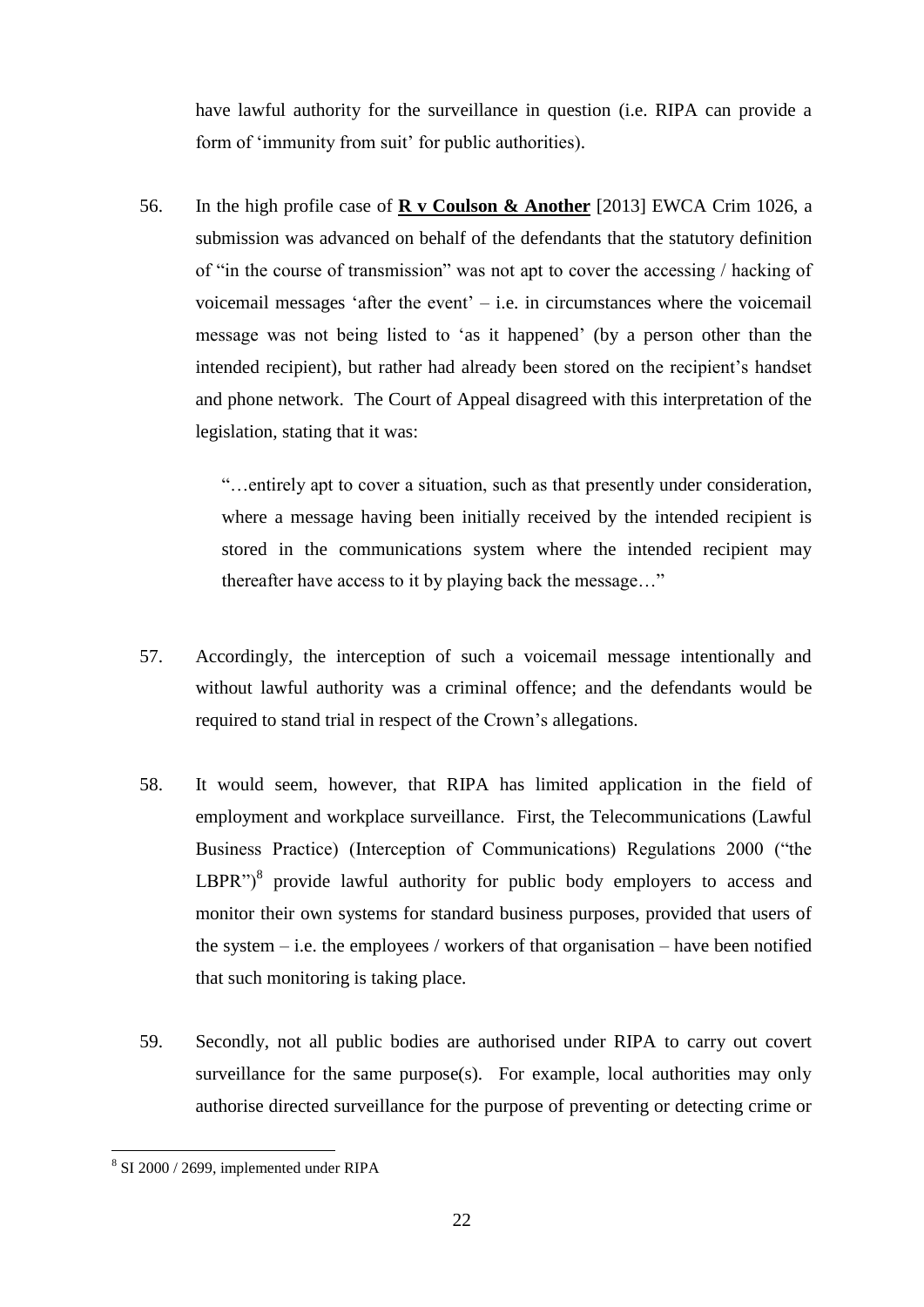have lawful authority for the surveillance in question (i.e. RIPA can provide a form of 'immunity from suit' for public authorities).

56. In the high profile case of **R v Coulson & Another** [2013] EWCA Crim 1026, a submission was advanced on behalf of the defendants that the statutory definition of "in the course of transmission" was not apt to cover the accessing / hacking of voicemail messages 'after the event' – i.e. in circumstances where the voicemail message was not being listed to 'as it happened' (by a person other than the intended recipient), but rather had already been stored on the recipient's handset and phone network. The Court of Appeal disagreed with this interpretation of the legislation, stating that it was:

> "…entirely apt to cover a situation, such as that presently under consideration, where a message having been initially received by the intended recipient is stored in the communications system where the intended recipient may thereafter have access to it by playing back the message…"

57. Accordingly, the interception of such a voicemail message intentionally and without lawful authority was a criminal offence; and the defendants would be required to stand trial in respect of the Crown's allegations.

58. It would seem, however, that RIPA has limited application in the field of employment and workplace surveillance. First, the Telecommunications (Lawful Business Practice) (Interception of Communications) Regulations 2000 ("the LBPR")[8] provide lawful authority for public body employers to access and monitor their own systems for standard business purposes, provided that users of the system – i.e. the employees / workers of that organisation – have been notified that such monitoring is taking place.

59. Secondly, not all public bodies are authorised under RIPA to carry out covert surveillance for the same purpose(s). For example, local authorities may only authorise directed surveillance for the purpose of preventing or detecting crime or

[8] SI 2000 / 2699, implemented under RIPA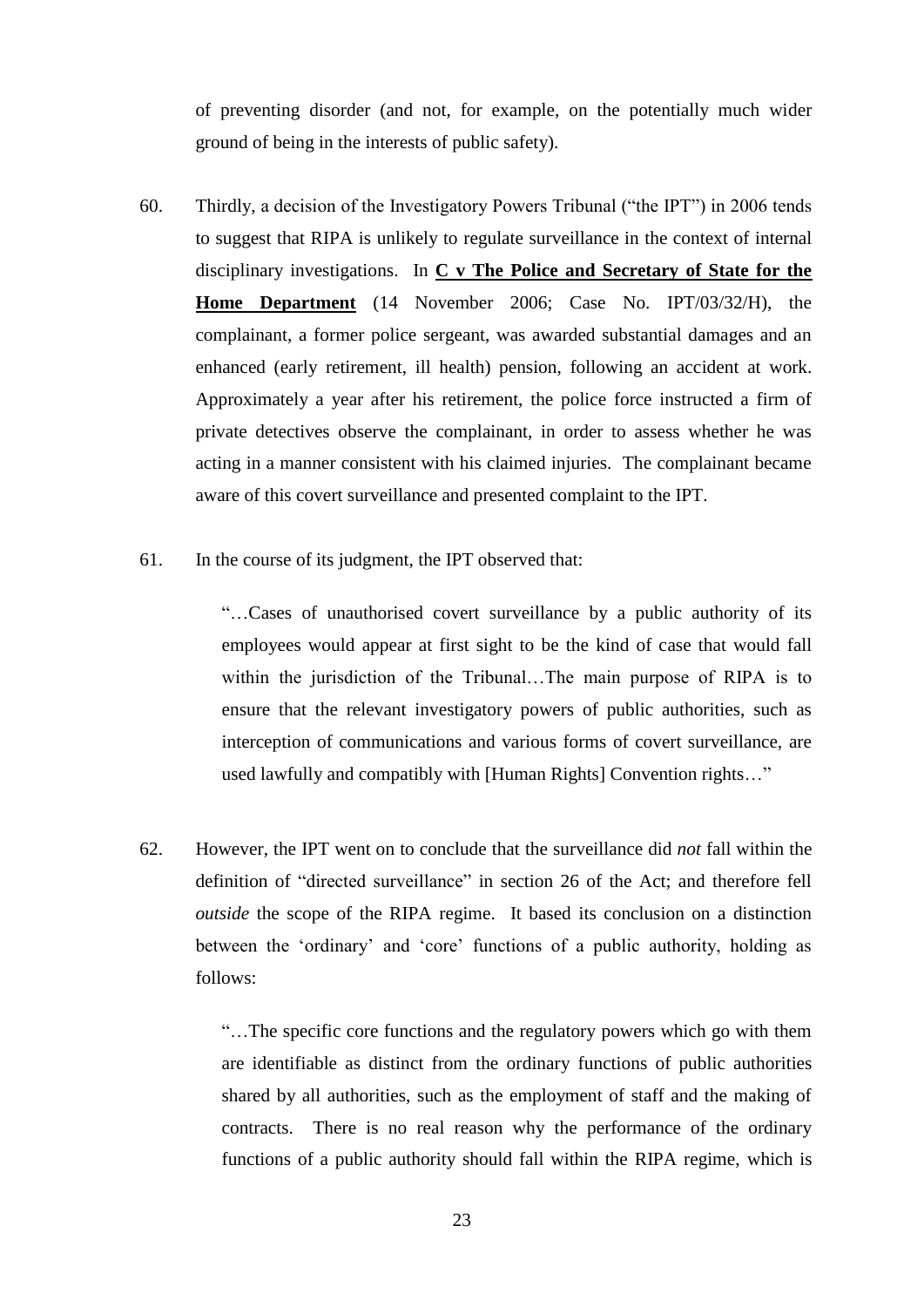of preventing disorder (and not, for example, on the potentially much wider ground of being in the interests of public safety).

60. Thirdly, a decision of the Investigatory Powers Tribunal ("the IPT") in 2006 tends to suggest that RIPA is unlikely to regulate surveillance in the context of internal disciplinary investigations. In **C v The Police and Secretary of State for the Home Department** (14 November 2006; Case No. IPT/03/32/H), the complainant, a former police sergeant, was awarded substantial damages and an enhanced (early retirement, ill health) pension, following an accident at work. Approximately a year after his retirement, the police force instructed a firm of private detectives observe the complainant, in order to assess whether he was acting in a manner consistent with his claimed injuries. The complainant became aware of this covert surveillance and presented complaint to the IPT.

61. In the course of its judgment, the IPT observed that:

> "…Cases of unauthorised covert surveillance by a public authority of its employees would appear at first sight to be the kind of case that would fall within the jurisdiction of the Tribunal…The main purpose of RIPA is to ensure that the relevant investigatory powers of public authorities, such as interception of communications and various forms of covert surveillance, are used lawfully and compatibly with [Human Rights] Convention rights…"

62. However, the IPT went on to conclude that the surveillance did *not* fall within the definition of "directed surveillance" in section 26 of the Act; and therefore fell *outside* the scope of the RIPA regime. It based its conclusion on a distinction between the 'ordinary' and 'core' functions of a public authority, holding as follows:

> "…The specific core functions and the regulatory powers which go with them are identifiable as distinct from the ordinary functions of public authorities shared by all authorities, such as the employment of staff and the making of contracts. There is no real reason why the performance of the ordinary functions of a public authority should fall within the RIPA regime, which is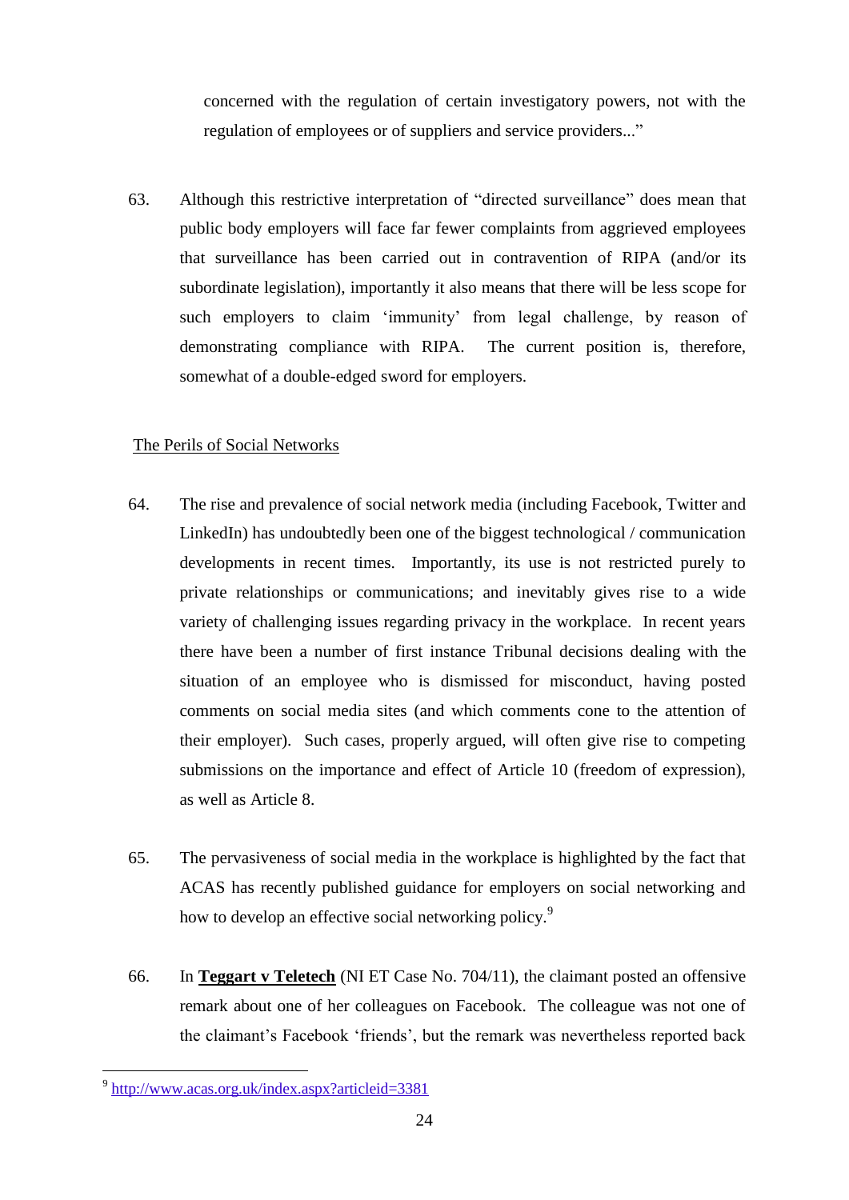concerned with the regulation of certain investigatory powers, not with the regulation of employees or of suppliers and service providers..."

63. Although this restrictive interpretation of "directed surveillance" does mean that public body employers will face far fewer complaints from aggrieved employees that surveillance has been carried out in contravention of RIPA (and/or its subordinate legislation), importantly it also means that there will be less scope for such employers to claim 'immunity' from legal challenge, by reason of demonstrating compliance with RIPA. The current position is, therefore, somewhat of a double-edged sword for employers.

<u>The Perils of Social Networks</u>

64. The rise and prevalence of social network media (including Facebook, Twitter and LinkedIn) has undoubtedly been one of the biggest technological / communication developments in recent times. Importantly, its use is not restricted purely to private relationships or communications; and inevitably gives rise to a wide variety of challenging issues regarding privacy in the workplace. In recent years there have been a number of first instance Tribunal decisions dealing with the situation of an employee who is dismissed for misconduct, having posted comments on social media sites (and which comments cone to the attention of their employer). Such cases, properly argued, will often give rise to competing submissions on the importance and effect of Article 10 (freedom of expression), as well as Article 8.

65. The pervasiveness of social media in the workplace is highlighted by the fact that ACAS has recently published guidance for employers on social networking and how to develop an effective social networking policy.[9]

66. In **<u>Teggart v Teletech</u>** (NI ET Case No. 704/11), the claimant posted an offensive remark about one of her colleagues on Facebook. The colleague was not one of the claimant's Facebook 'friends', but the remark was nevertheless reported back

---

[9] http://www.acas.org.uk/index.aspx?articleid=3381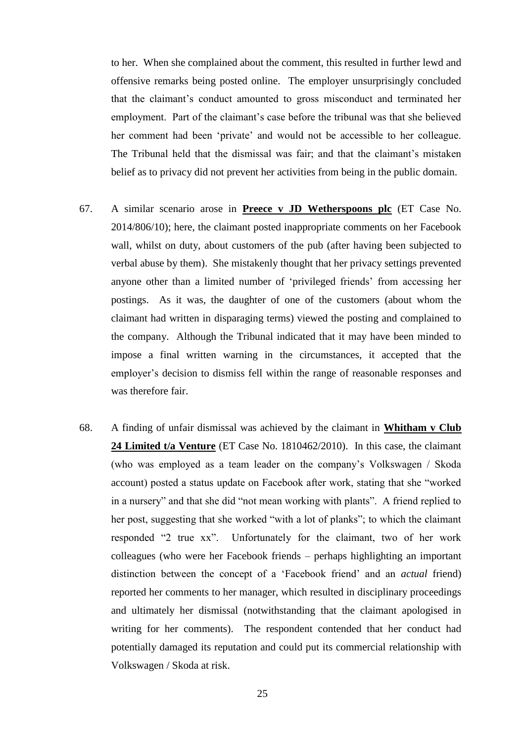to her. When she complained about the comment, this resulted in further lewd and offensive remarks being posted online. The employer unsurprisingly concluded that the claimant's conduct amounted to gross misconduct and terminated her employment. Part of the claimant's case before the tribunal was that she believed her comment had been 'private' and would not be accessible to her colleague. The Tribunal held that the dismissal was fair; and that the claimant's mistaken belief as to privacy did not prevent her activities from being in the public domain.

67. A similar scenario arose in **Preece v JD Wetherspoons plc** (ET Case No. 2014/806/10); here, the claimant posted inappropriate comments on her Facebook wall, whilst on duty, about customers of the pub (after having been subjected to verbal abuse by them). She mistakenly thought that her privacy settings prevented anyone other than a limited number of 'privileged friends' from accessing her postings. As it was, the daughter of one of the customers (about whom the claimant had written in disparaging terms) viewed the posting and complained to the company. Although the Tribunal indicated that it may have been minded to impose a final written warning in the circumstances, it accepted that the employer's decision to dismiss fell within the range of reasonable responses and was therefore fair.

68. A finding of unfair dismissal was achieved by the claimant in **Whitham v Club 24 Limited t/a Venture** (ET Case No. 1810462/2010). In this case, the claimant (who was employed as a team leader on the company's Volkswagen / Skoda account) posted a status update on Facebook after work, stating that she "worked in a nursery" and that she did "not mean working with plants". A friend replied to her post, suggesting that she worked "with a lot of planks"; to which the claimant responded "2 true xx". Unfortunately for the claimant, two of her work colleagues (who were her Facebook friends – perhaps highlighting an important distinction between the concept of a 'Facebook friend' and an *actual* friend) reported her comments to her manager, which resulted in disciplinary proceedings and ultimately her dismissal (notwithstanding that the claimant apologised in writing for her comments). The respondent contended that her conduct had potentially damaged its reputation and could put its commercial relationship with Volkswagen / Skoda at risk.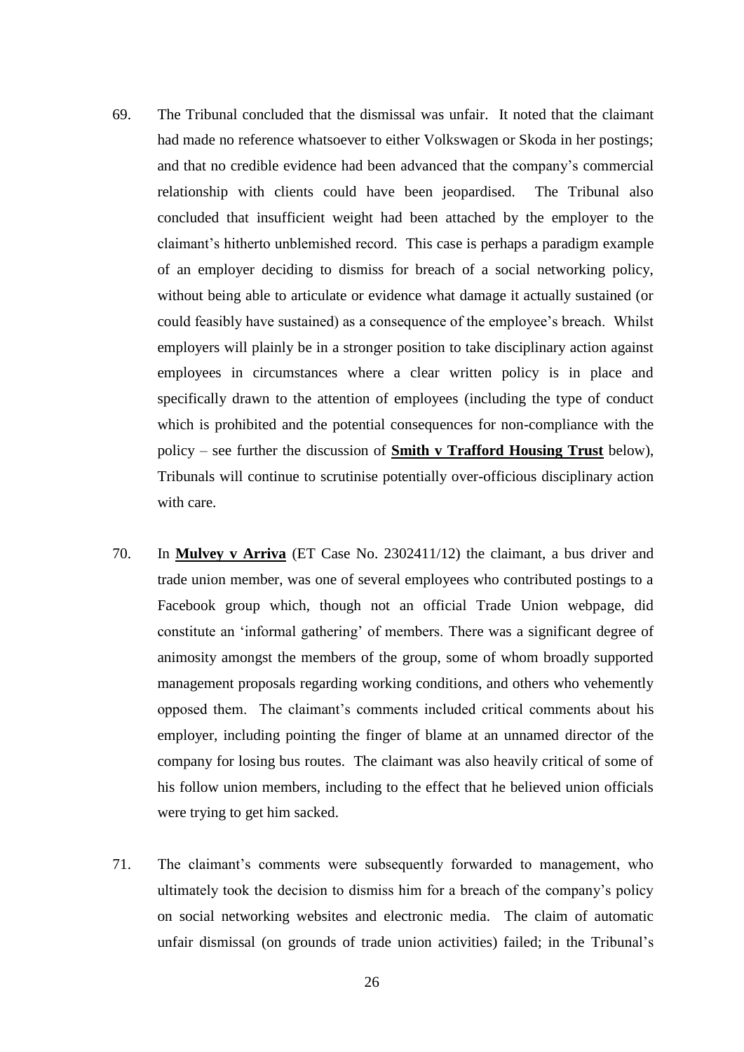69. The Tribunal concluded that the dismissal was unfair. It noted that the claimant had made no reference whatsoever to either Volkswagen or Skoda in her postings; and that no credible evidence had been advanced that the company's commercial relationship with clients could have been jeopardised. The Tribunal also concluded that insufficient weight had been attached by the employer to the claimant's hitherto unblemished record. This case is perhaps a paradigm example of an employer deciding to dismiss for breach of a social networking policy, without being able to articulate or evidence what damage it actually sustained (or could feasibly have sustained) as a consequence of the employee's breach. Whilst employers will plainly be in a stronger position to take disciplinary action against employees in circumstances where a clear written policy is in place and specifically drawn to the attention of employees (including the type of conduct which is prohibited and the potential consequences for non-compliance with the policy – see further the discussion of **Smith v Trafford Housing Trust** below), Tribunals will continue to scrutinise potentially over-officious disciplinary action with care.

70. In **Mulvey v Arriva** (ET Case No. 2302411/12) the claimant, a bus driver and trade union member, was one of several employees who contributed postings to a Facebook group which, though not an official Trade Union webpage, did constitute an 'informal gathering' of members. There was a significant degree of animosity amongst the members of the group, some of whom broadly supported management proposals regarding working conditions, and others who vehemently opposed them. The claimant's comments included critical comments about his employer, including pointing the finger of blame at an unnamed director of the company for losing bus routes. The claimant was also heavily critical of some of his follow union members, including to the effect that he believed union officials were trying to get him sacked.

71. The claimant's comments were subsequently forwarded to management, who ultimately took the decision to dismiss him for a breach of the company's policy on social networking websites and electronic media. The claim of automatic unfair dismissal (on grounds of trade union activities) failed; in the Tribunal's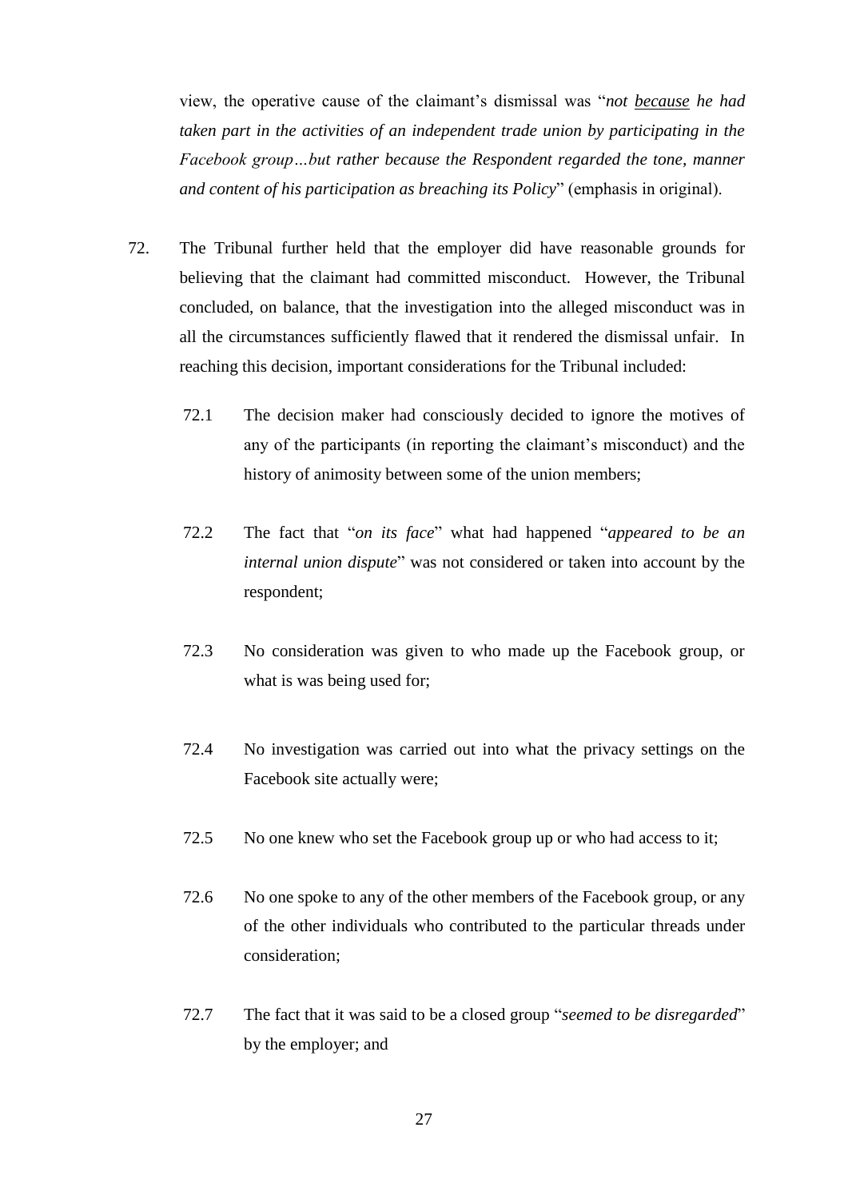view, the operative cause of the claimant's dismissal was "*not* ***because*** *he had taken part in the activities of an independent trade union by participating in the Facebook group…but rather because the Respondent regarded the tone, manner and content of his participation as breaching its Policy*" (emphasis in original).

72. The Tribunal further held that the employer did have reasonable grounds for believing that the claimant had committed misconduct. However, the Tribunal concluded, on balance, that the investigation into the alleged misconduct was in all the circumstances sufficiently flawed that it rendered the dismissal unfair. In reaching this decision, important considerations for the Tribunal included:

    72.1 The decision maker had consciously decided to ignore the motives of any of the participants (in reporting the claimant's misconduct) and the history of animosity between some of the union members;

    72.2 The fact that "*on its face*" what had happened "*appeared to be an internal union dispute*" was not considered or taken into account by the respondent;

    72.3 No consideration was given to who made up the Facebook group, or what is was being used for;

    72.4 No investigation was carried out into what the privacy settings on the Facebook site actually were;

    72.5 No one knew who set the Facebook group up or who had access to it;

    72.6 No one spoke to any of the other members of the Facebook group, or any of the other individuals who contributed to the particular threads under consideration;

    72.7 The fact that it was said to be a closed group "*seemed to be disregarded*" by the employer; and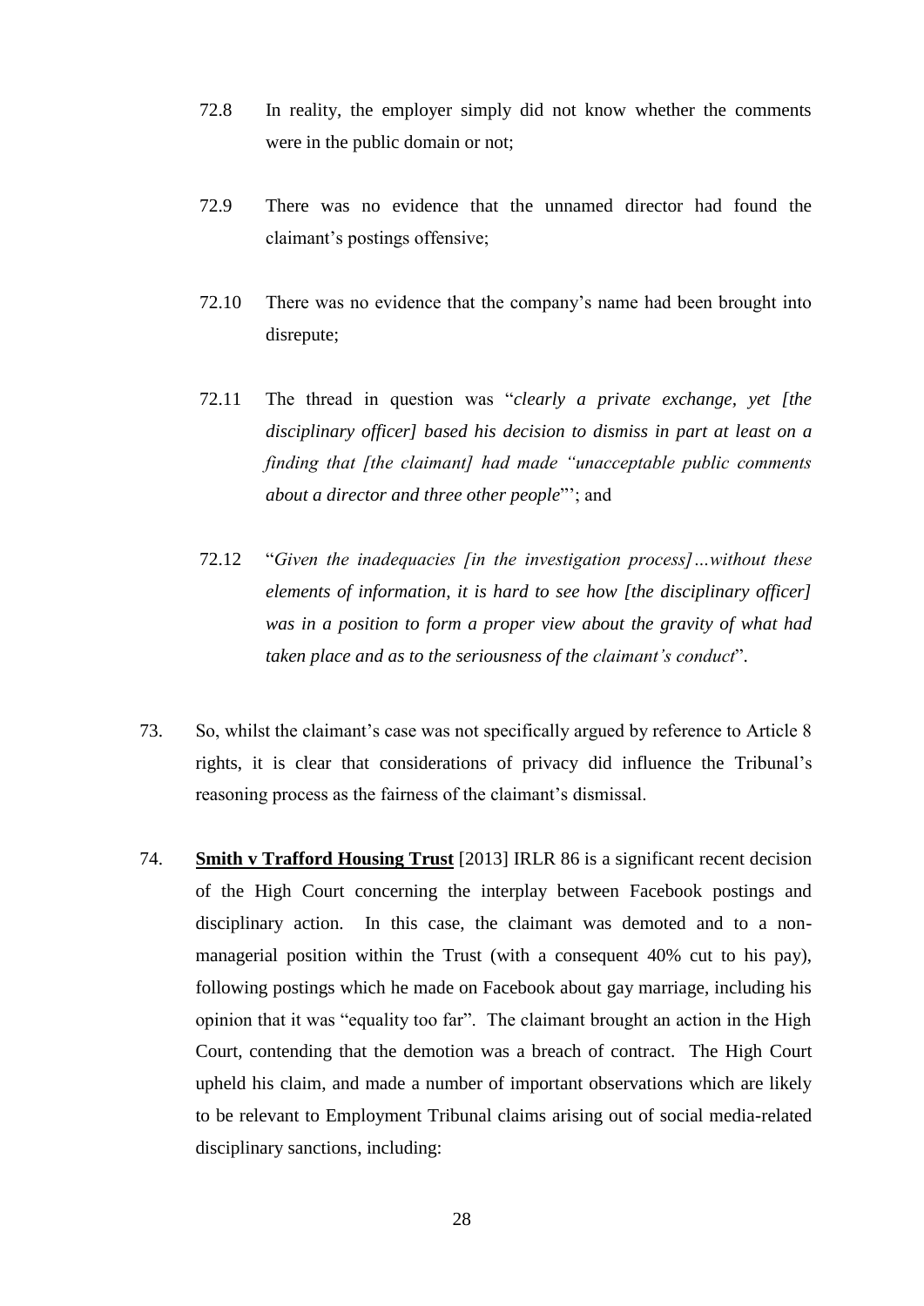72.8 In reality, the employer simply did not know whether the comments were in the public domain or not;

72.9 There was no evidence that the unnamed director had found the claimant's postings offensive;

72.10 There was no evidence that the company's name had been brought into disrepute;

72.11 The thread in question was "*clearly a private exchange, yet [the disciplinary officer] based his decision to dismiss in part at least on a finding that [the claimant] had made "unacceptable public comments about a director and three other people*"'; and

72.12 "*Given the inadequacies [in the investigation process]…without these elements of information, it is hard to see how [the disciplinary officer] was in a position to form a proper view about the gravity of what had taken place and as to the seriousness of the claimant's conduct*".

73. So, whilst the claimant's case was not specifically argued by reference to Article 8 rights, it is clear that considerations of privacy did influence the Tribunal's reasoning process as the fairness of the claimant's dismissal.

74. **Smith v Trafford Housing Trust** [2013] IRLR 86 is a significant recent decision of the High Court concerning the interplay between Facebook postings and disciplinary action. In this case, the claimant was demoted and to a non-managerial position within the Trust (with a consequent 40% cut to his pay), following postings which he made on Facebook about gay marriage, including his opinion that it was "equality too far". The claimant brought an action in the High Court, contending that the demotion was a breach of contract. The High Court upheld his claim, and made a number of important observations which are likely to be relevant to Employment Tribunal claims arising out of social media-related disciplinary sanctions, including: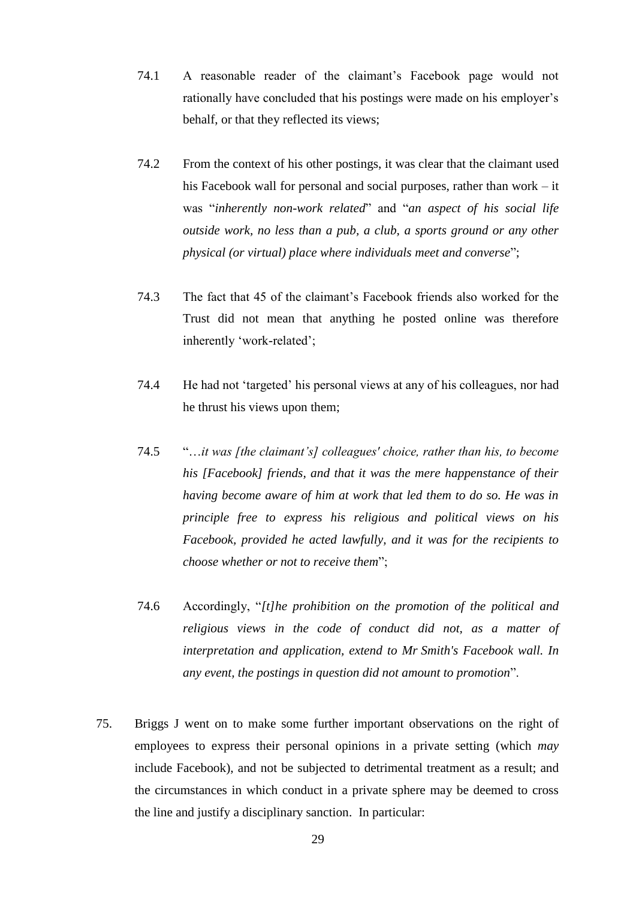74.1 A reasonable reader of the claimant's Facebook page would not rationally have concluded that his postings were made on his employer's behalf, or that they reflected its views;

74.2 From the context of his other postings, it was clear that the claimant used his Facebook wall for personal and social purposes, rather than work – it was "*inherently non-work related*" and "*an aspect of his social life outside work, no less than a pub, a club, a sports ground or any other physical (or virtual) place where individuals meet and converse*";

74.3 The fact that 45 of the claimant's Facebook friends also worked for the Trust did not mean that anything he posted online was therefore inherently 'work-related';

74.4 He had not 'targeted' his personal views at any of his colleagues, nor had he thrust his views upon them;

74.5 "*…it was [the claimant's] colleagues' choice, rather than his, to become his [Facebook] friends, and that it was the mere happenstance of their having become aware of him at work that led them to do so. He was in principle free to express his religious and political views on his Facebook, provided he acted lawfully, and it was for the recipients to choose whether or not to receive them*";

74.6 Accordingly, "*[t]he prohibition on the promotion of the political and religious views in the code of conduct did not, as a matter of interpretation and application, extend to Mr Smith's Facebook wall. In any event, the postings in question did not amount to promotion*".

75. Briggs J went on to make some further important observations on the right of employees to express their personal opinions in a private setting (which *may* include Facebook), and not be subjected to detrimental treatment as a result; and the circumstances in which conduct in a private sphere may be deemed to cross the line and justify a disciplinary sanction. In particular: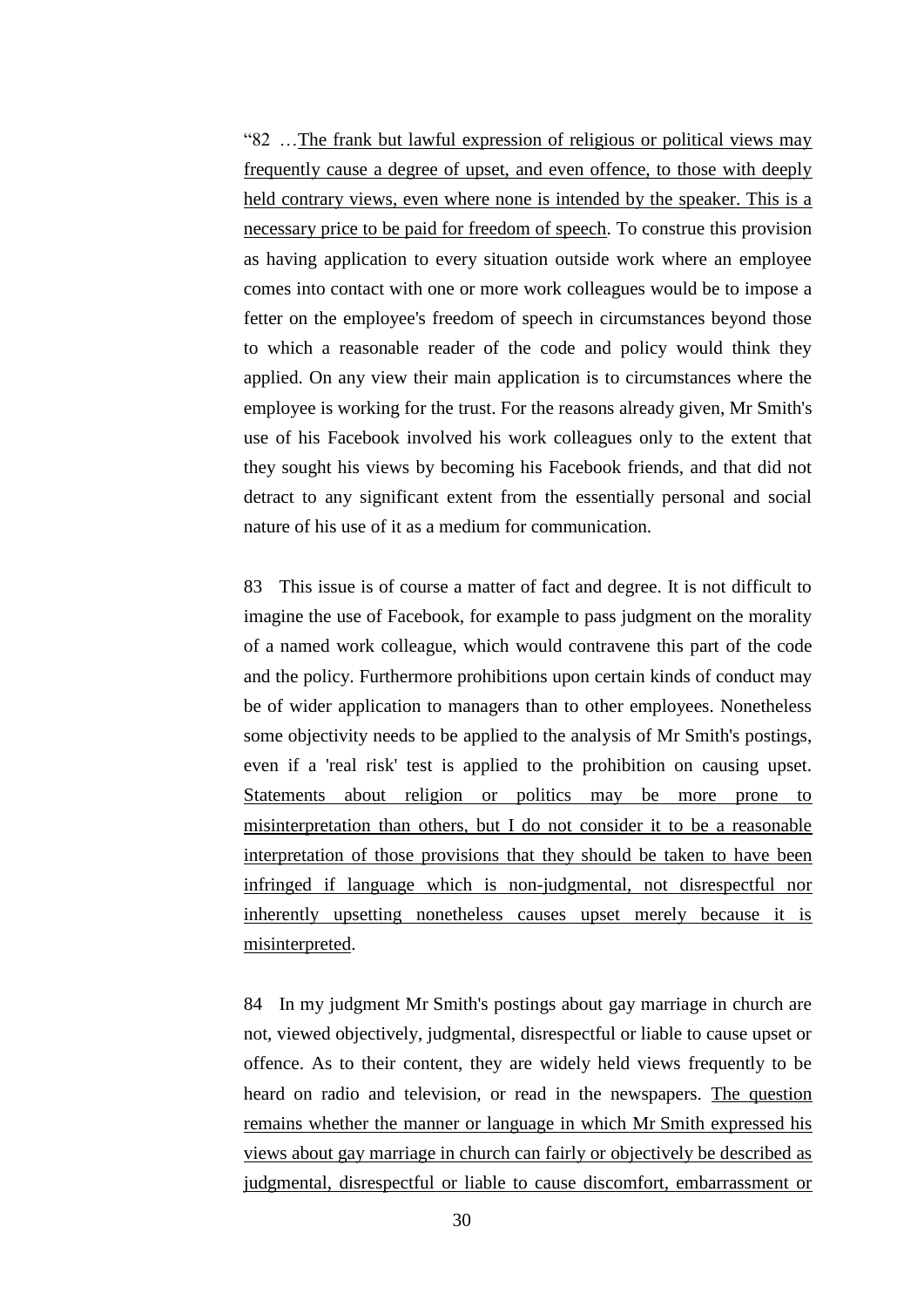"82 …<u>The frank but lawful expression of religious or political views may frequently cause a degree of upset, and even offence, to those with deeply held contrary views, even where none is intended by the speaker. This is a necessary price to be paid for freedom of speech</u>. To construe this provision as having application to every situation outside work where an employee comes into contact with one or more work colleagues would be to impose a fetter on the employee's freedom of speech in circumstances beyond those to which a reasonable reader of the code and policy would think they applied. On any view their main application is to circumstances where the employee is working for the trust. For the reasons already given, Mr Smith's use of his Facebook involved his work colleagues only to the extent that they sought his views by becoming his Facebook friends, and that did not detract to any significant extent from the essentially personal and social nature of his use of it as a medium for communication.

83 This issue is of course a matter of fact and degree. It is not difficult to imagine the use of Facebook, for example to pass judgment on the morality of a named work colleague, which would contravene this part of the code and the policy. Furthermore prohibitions upon certain kinds of conduct may be of wider application to managers than to other employees. Nonetheless some objectivity needs to be applied to the analysis of Mr Smith's postings, even if a 'real risk' test is applied to the prohibition on causing upset. <u>Statements about religion or politics may be more prone to misinterpretation than others, but I do not consider it to be a reasonable interpretation of those provisions that they should be taken to have been infringed if language which is non-judgmental, not disrespectful nor inherently upsetting nonetheless causes upset merely because it is misinterpreted</u>.

84 In my judgment Mr Smith's postings about gay marriage in church are not, viewed objectively, judgmental, disrespectful or liable to cause upset or offence. As to their content, they are widely held views frequently to be heard on radio and television, or read in the newspapers. <u>The question remains whether the manner or language in which Mr Smith expressed his views about gay marriage in church can fairly or objectively be described as judgmental, disrespectful or liable to cause discomfort, embarrassment or</u>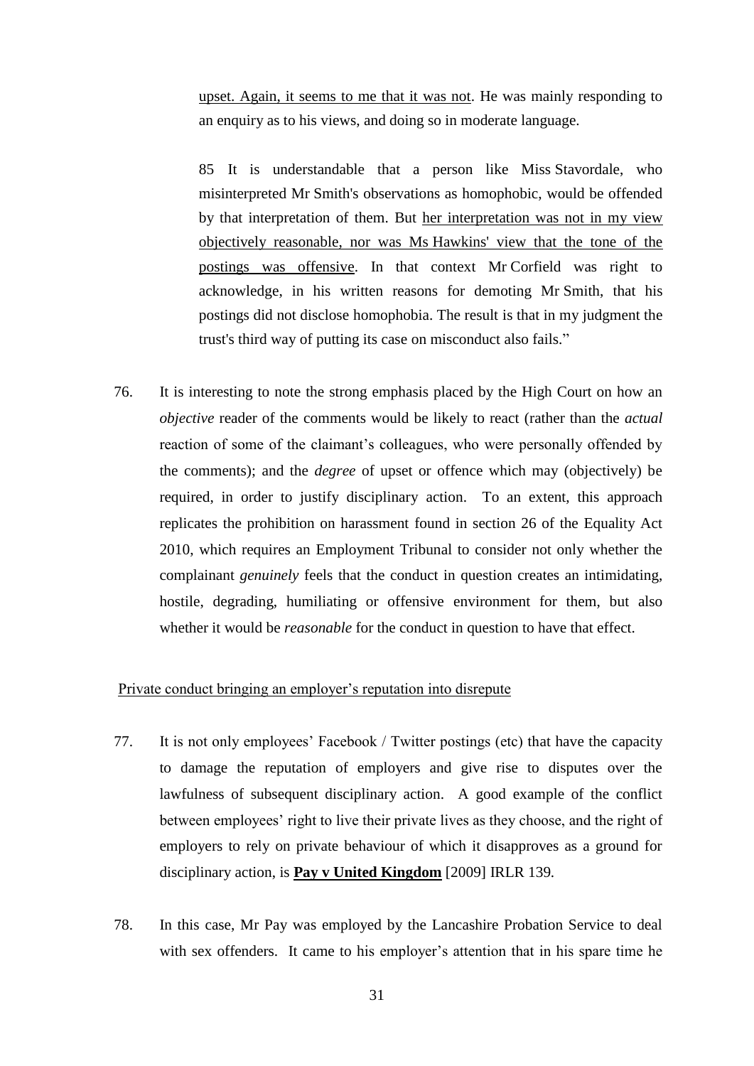<u>upset. Again, it seems to me that it was not</u>. He was mainly responding to an enquiry as to his views, and doing so in moderate language.

> 85 It is understandable that a person like Miss Stavordale, who misinterpreted Mr Smith's observations as homophobic, would be offended by that interpretation of them. But <u>her interpretation was not in my view objectively reasonable, nor was Ms Hawkins' view that the tone of the postings was offensive</u>. In that context Mr Corfield was right to acknowledge, in his written reasons for demoting Mr Smith, that his postings did not disclose homophobia. The result is that in my judgment the trust's third way of putting its case on misconduct also fails."

76. It is interesting to note the strong emphasis placed by the High Court on how an *objective* reader of the comments would be likely to react (rather than the *actual* reaction of some of the claimant's colleagues, who were personally offended by the comments); and the *degree* of upset or offence which may (objectively) be required, in order to justify disciplinary action. To an extent, this approach replicates the prohibition on harassment found in section 26 of the Equality Act 2010, which requires an Employment Tribunal to consider not only whether the complainant *genuinely* feels that the conduct in question creates an intimidating, hostile, degrading, humiliating or offensive environment for them, but also whether it would be *reasonable* for the conduct in question to have that effect.

<u>Private conduct bringing an employer's reputation into disrepute</u>

77. It is not only employees' Facebook / Twitter postings (etc) that have the capacity to damage the reputation of employers and give rise to disputes over the lawfulness of subsequent disciplinary action. A good example of the conflict between employees' right to live their private lives as they choose, and the right of employers to rely on private behaviour of which it disapproves as a ground for disciplinary action, is **<u>Pay v United Kingdom</u>** [2009] IRLR 139.

78. In this case, Mr Pay was employed by the Lancashire Probation Service to deal with sex offenders. It came to his employer's attention that in his spare time he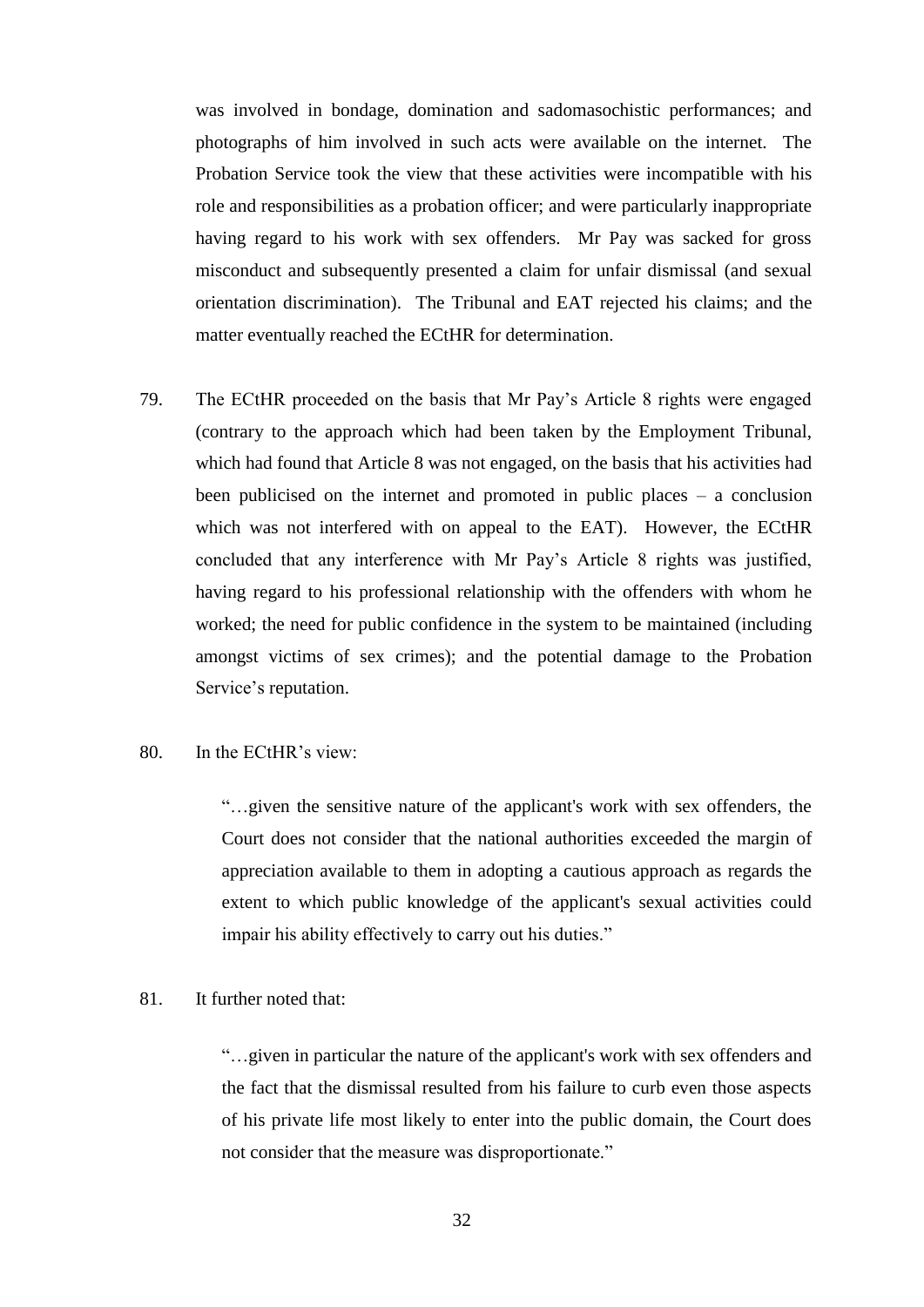was involved in bondage, domination and sadomasochistic performances; and photographs of him involved in such acts were available on the internet. The Probation Service took the view that these activities were incompatible with his role and responsibilities as a probation officer; and were particularly inappropriate having regard to his work with sex offenders. Mr Pay was sacked for gross misconduct and subsequently presented a claim for unfair dismissal (and sexual orientation discrimination). The Tribunal and EAT rejected his claims; and the matter eventually reached the ECtHR for determination.

79. The ECtHR proceeded on the basis that Mr Pay's Article 8 rights were engaged (contrary to the approach which had been taken by the Employment Tribunal, which had found that Article 8 was not engaged, on the basis that his activities had been publicised on the internet and promoted in public places – a conclusion which was not interfered with on appeal to the EAT). However, the ECtHR concluded that any interference with Mr Pay's Article 8 rights was justified, having regard to his professional relationship with the offenders with whom he worked; the need for public confidence in the system to be maintained (including amongst victims of sex crimes); and the potential damage to the Probation Service's reputation.

80. In the ECtHR's view:

> "…given the sensitive nature of the applicant's work with sex offenders, the Court does not consider that the national authorities exceeded the margin of appreciation available to them in adopting a cautious approach as regards the extent to which public knowledge of the applicant's sexual activities could impair his ability effectively to carry out his duties."

81. It further noted that:

> "…given in particular the nature of the applicant's work with sex offenders and the fact that the dismissal resulted from his failure to curb even those aspects of his private life most likely to enter into the public domain, the Court does not consider that the measure was disproportionate."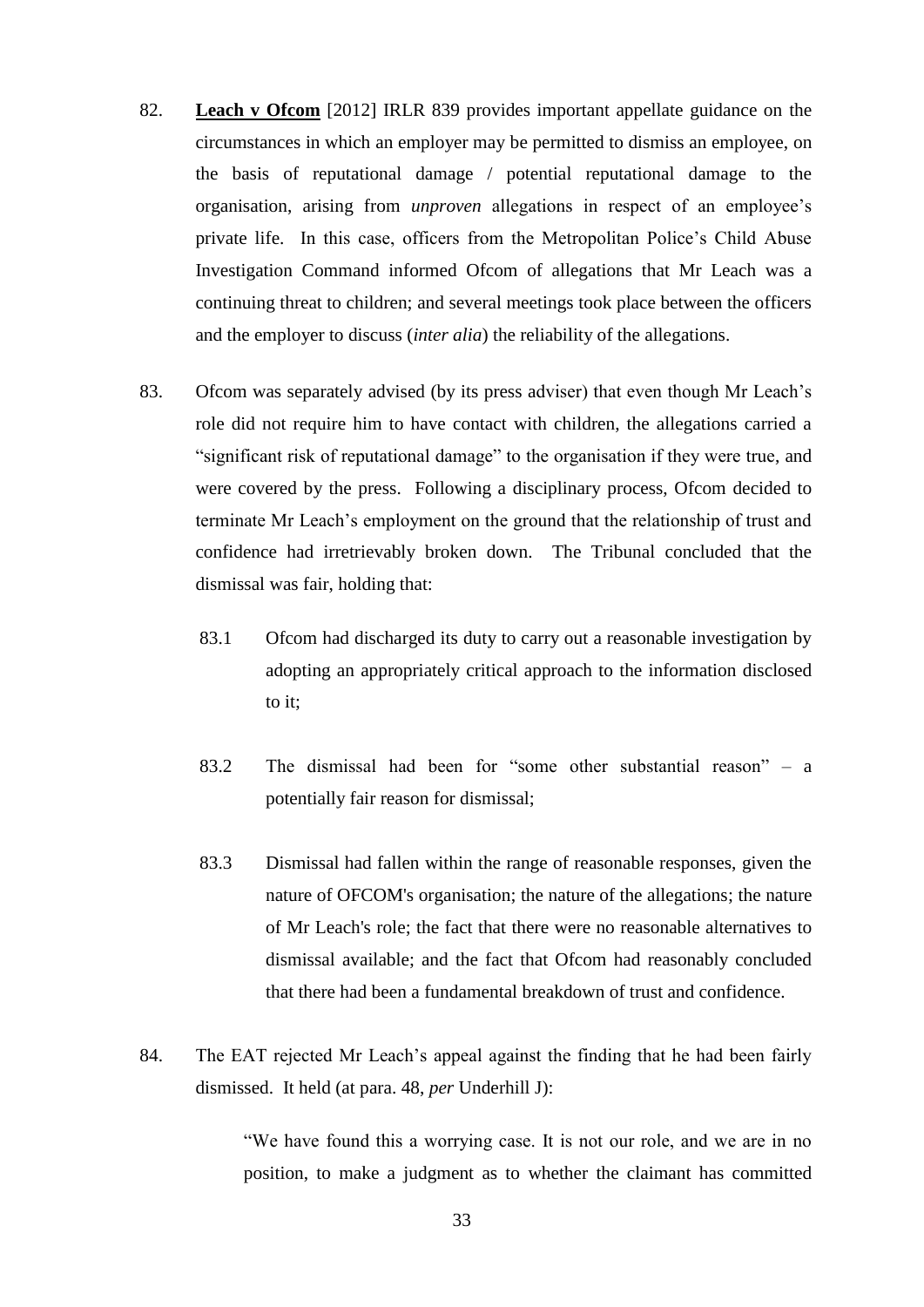82. **Leach v Ofcom** [2012] IRLR 839 provides important appellate guidance on the circumstances in which an employer may be permitted to dismiss an employee, on the basis of reputational damage / potential reputational damage to the organisation, arising from *unproven* allegations in respect of an employee's private life. In this case, officers from the Metropolitan Police's Child Abuse Investigation Command informed Ofcom of allegations that Mr Leach was a continuing threat to children; and several meetings took place between the officers and the employer to discuss (*inter alia*) the reliability of the allegations.

83. Ofcom was separately advised (by its press adviser) that even though Mr Leach's role did not require him to have contact with children, the allegations carried a "significant risk of reputational damage" to the organisation if they were true, and were covered by the press. Following a disciplinary process, Ofcom decided to terminate Mr Leach's employment on the ground that the relationship of trust and confidence had irretrievably broken down. The Tribunal concluded that the dismissal was fair, holding that:

    83.1 Ofcom had discharged its duty to carry out a reasonable investigation by adopting an appropriately critical approach to the information disclosed to it;

    83.2 The dismissal had been for "some other substantial reason" – a potentially fair reason for dismissal;

    83.3 Dismissal had fallen within the range of reasonable responses, given the nature of OFCOM's organisation; the nature of the allegations; the nature of Mr Leach's role; the fact that there were no reasonable alternatives to dismissal available; and the fact that Ofcom had reasonably concluded that there had been a fundamental breakdown of trust and confidence.

84. The EAT rejected Mr Leach's appeal against the finding that he had been fairly dismissed. It held (at para. 48, *per* Underhill J):

> "We have found this a worrying case. It is not our role, and we are in no position, to make a judgment as to whether the claimant has committed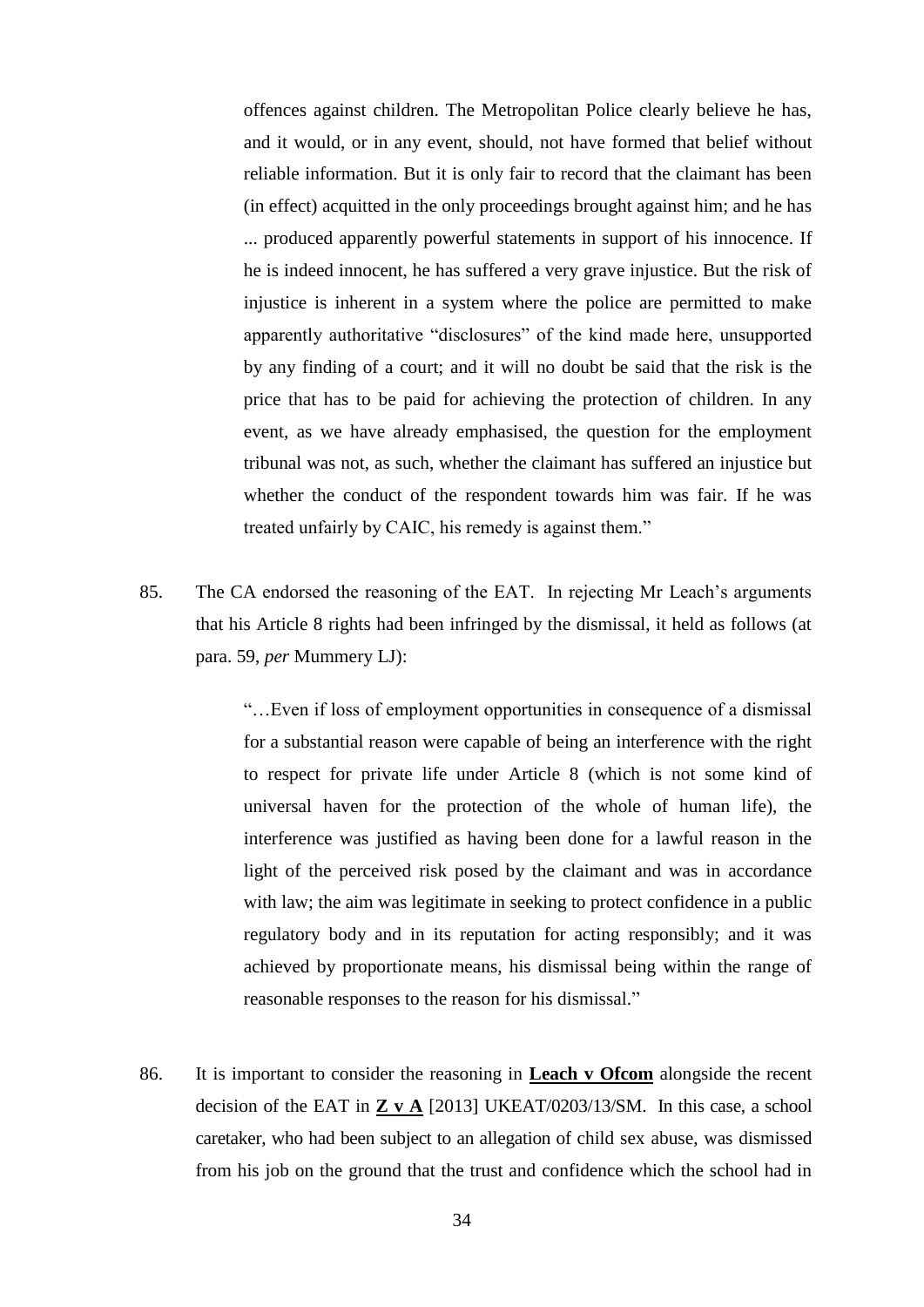> offences against children. The Metropolitan Police clearly believe he has, and it would, or in any event, should, not have formed that belief without reliable information. But it is only fair to record that the claimant has been (in effect) acquitted in the only proceedings brought against him; and he has ... produced apparently powerful statements in support of his innocence. If he is indeed innocent, he has suffered a very grave injustice. But the risk of injustice is inherent in a system where the police are permitted to make apparently authoritative "disclosures" of the kind made here, unsupported by any finding of a court; and it will no doubt be said that the risk is the price that has to be paid for achieving the protection of children. In any event, as we have already emphasised, the question for the employment tribunal was not, as such, whether the claimant has suffered an injustice but whether the conduct of the respondent towards him was fair. If he was treated unfairly by CAIC, his remedy is against them."

85. The CA endorsed the reasoning of the EAT. In rejecting Mr Leach's arguments that his Article 8 rights had been infringed by the dismissal, it held as follows (at para. 59, *per* Mummery LJ):

> "…Even if loss of employment opportunities in consequence of a dismissal for a substantial reason were capable of being an interference with the right to respect for private life under Article 8 (which is not some kind of universal haven for the protection of the whole of human life), the interference was justified as having been done for a lawful reason in the light of the perceived risk posed by the claimant and was in accordance with law; the aim was legitimate in seeking to protect confidence in a public regulatory body and in its reputation for acting responsibly; and it was achieved by proportionate means, his dismissal being within the range of reasonable responses to the reason for his dismissal."

86. It is important to consider the reasoning in **Leach v Ofcom** alongside the recent decision of the EAT in **Z v A** [2013] UKEAT/0203/13/SM. In this case, a school caretaker, who had been subject to an allegation of child sex abuse, was dismissed from his job on the ground that the trust and confidence which the school had in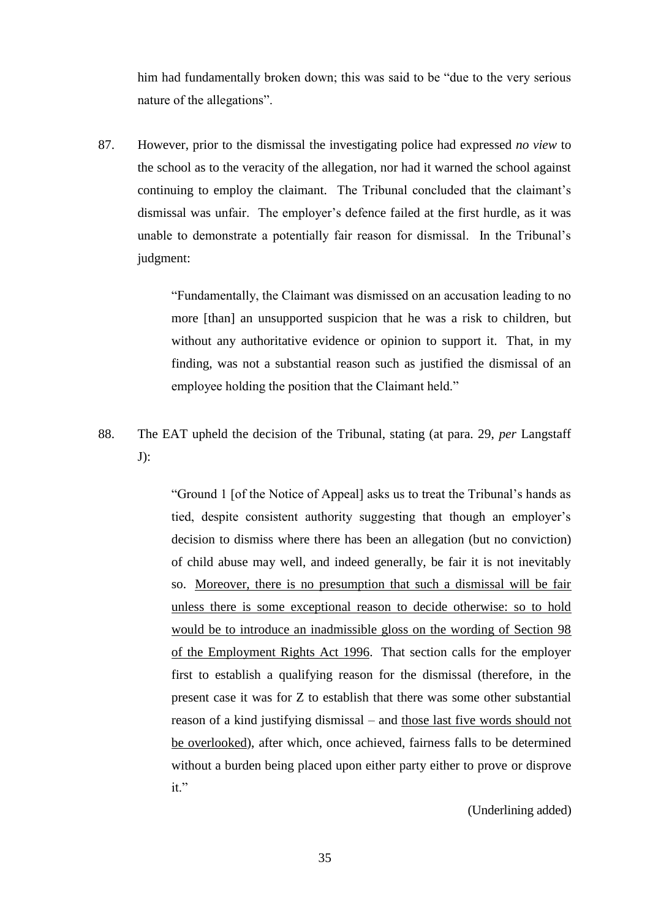him had fundamentally broken down; this was said to be "due to the very serious nature of the allegations".

87. However, prior to the dismissal the investigating police had expressed *no view* to the school as to the veracity of the allegation, nor had it warned the school against continuing to employ the claimant. The Tribunal concluded that the claimant's dismissal was unfair. The employer's defence failed at the first hurdle, as it was unable to demonstrate a potentially fair reason for dismissal. In the Tribunal's judgment:

> "Fundamentally, the Claimant was dismissed on an accusation leading to no more [than] an unsupported suspicion that he was a risk to children, but without any authoritative evidence or opinion to support it. That, in my finding, was not a substantial reason such as justified the dismissal of an employee holding the position that the Claimant held."

88. The EAT upheld the decision of the Tribunal, stating (at para. 29, *per* Langstaff J):

> "Ground 1 [of the Notice of Appeal] asks us to treat the Tribunal's hands as tied, despite consistent authority suggesting that though an employer's decision to dismiss where there has been an allegation (but no conviction) of child abuse may well, and indeed generally, be fair it is not inevitably so. <u>Moreover, there is no presumption that such a dismissal will be fair unless there is some exceptional reason to decide otherwise: so to hold would be to introduce an inadmissible gloss on the wording of Section 98 of the Employment Rights Act 1996</u>. That section calls for the employer first to establish a qualifying reason for the dismissal (therefore, in the present case it was for Z to establish that there was some other substantial reason of a kind justifying dismissal – and <u>those last five words should not be overlooked</u>), after which, once achieved, fairness falls to be determined without a burden being placed upon either party either to prove or disprove it."
>
> (Underlining added)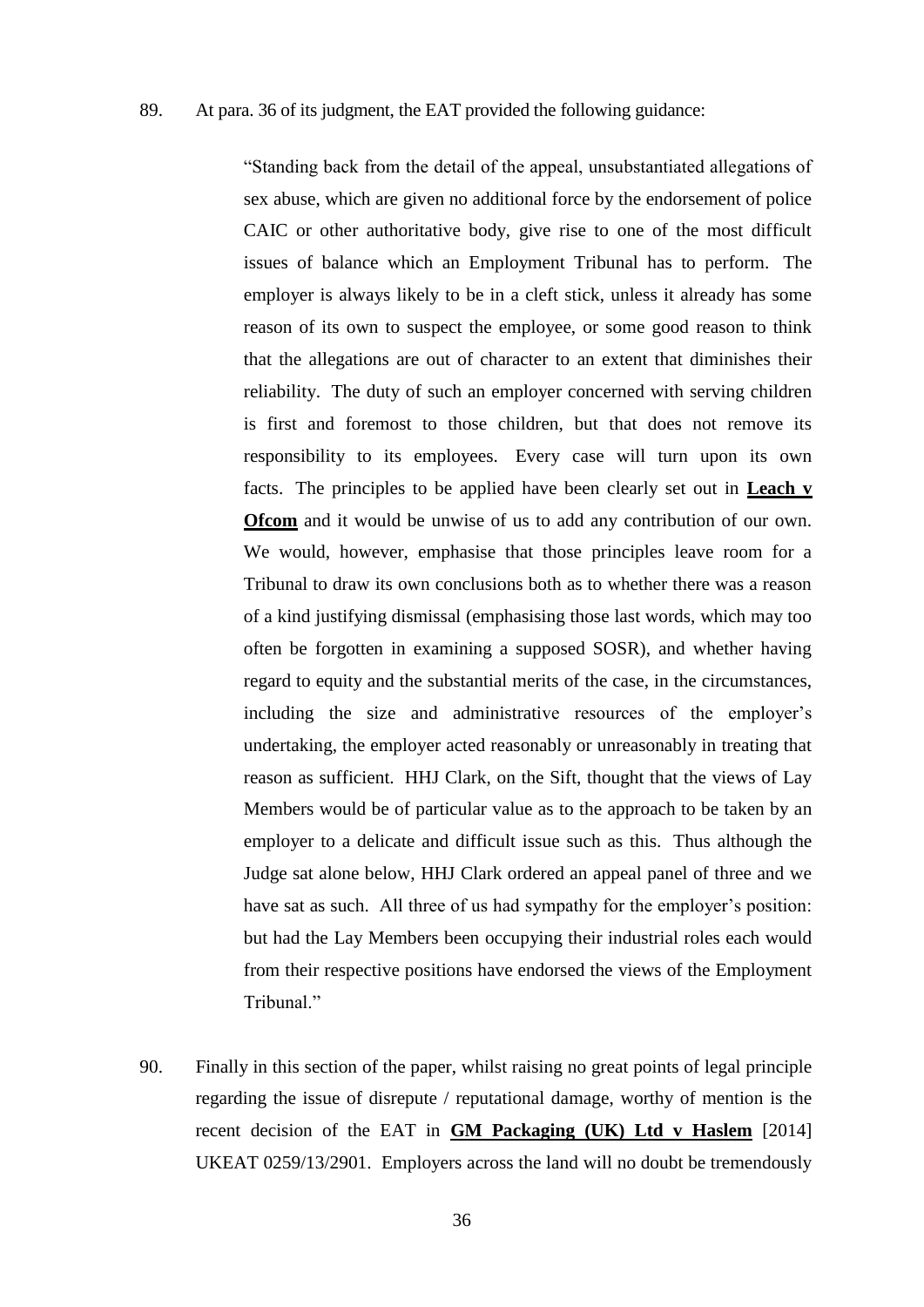89. At para. 36 of its judgment, the EAT provided the following guidance:

> "Standing back from the detail of the appeal, unsubstantiated allegations of sex abuse, which are given no additional force by the endorsement of police CAIC or other authoritative body, give rise to one of the most difficult issues of balance which an Employment Tribunal has to perform. The employer is always likely to be in a cleft stick, unless it already has some reason of its own to suspect the employee, or some good reason to think that the allegations are out of character to an extent that diminishes their reliability. The duty of such an employer concerned with serving children is first and foremost to those children, but that does not remove its responsibility to its employees. Every case will turn upon its own facts. The principles to be applied have been clearly set out in **Leach v Ofcom** and it would be unwise of us to add any contribution of our own. We would, however, emphasise that those principles leave room for a Tribunal to draw its own conclusions both as to whether there was a reason of a kind justifying dismissal (emphasising those last words, which may too often be forgotten in examining a supposed SOSR), and whether having regard to equity and the substantial merits of the case, in the circumstances, including the size and administrative resources of the employer's undertaking, the employer acted reasonably or unreasonably in treating that reason as sufficient. HHJ Clark, on the Sift, thought that the views of Lay Members would be of particular value as to the approach to be taken by an employer to a delicate and difficult issue such as this. Thus although the Judge sat alone below, HHJ Clark ordered an appeal panel of three and we have sat as such. All three of us had sympathy for the employer's position: but had the Lay Members been occupying their industrial roles each would from their respective positions have endorsed the views of the Employment Tribunal."

90. Finally in this section of the paper, whilst raising no great points of legal principle regarding the issue of disrepute / reputational damage, worthy of mention is the recent decision of the EAT in **GM Packaging (UK) Ltd v Haslem** [2014] UKEAT 0259/13/2901. Employers across the land will no doubt be tremendously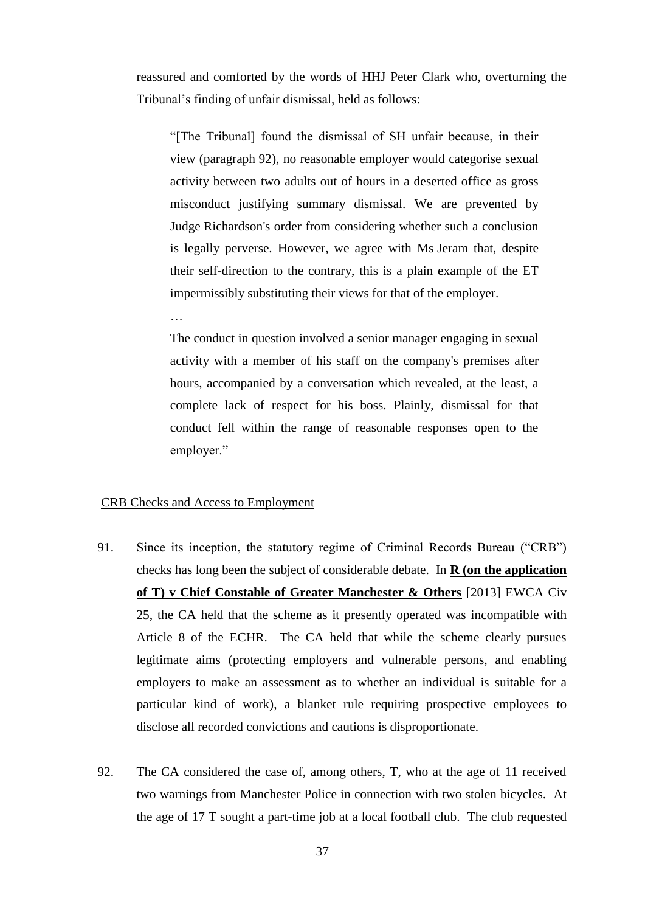reassured and comforted by the words of HHJ Peter Clark who, overturning the Tribunal's finding of unfair dismissal, held as follows:

> "[The Tribunal] found the dismissal of SH unfair because, in their view (paragraph 92), no reasonable employer would categorise sexual activity between two adults out of hours in a deserted office as gross misconduct justifying summary dismissal. We are prevented by Judge Richardson's order from considering whether such a conclusion is legally perverse. However, we agree with Ms Jeram that, despite their self-direction to the contrary, this is a plain example of the ET impermissibly substituting their views for that of the employer.
>
> …
>
> The conduct in question involved a senior manager engaging in sexual activity with a member of his staff on the company's premises after hours, accompanied by a conversation which revealed, at the least, a complete lack of respect for his boss. Plainly, dismissal for that conduct fell within the range of reasonable responses open to the employer."

<u>CRB Checks and Access to Employment</u>

91. Since its inception, the statutory regime of Criminal Records Bureau ("CRB") checks has long been the subject of considerable debate. In <u>**R (on the application of T) v Chief Constable of Greater Manchester & Others**</u> [2013] EWCA Civ 25, the CA held that the scheme as it presently operated was incompatible with Article 8 of the ECHR. The CA held that while the scheme clearly pursues legitimate aims (protecting employers and vulnerable persons, and enabling employers to make an assessment as to whether an individual is suitable for a particular kind of work), a blanket rule requiring prospective employees to disclose all recorded convictions and cautions is disproportionate.

92. The CA considered the case of, among others, T, who at the age of 11 received two warnings from Manchester Police in connection with two stolen bicycles. At the age of 17 T sought a part-time job at a local football club. The club requested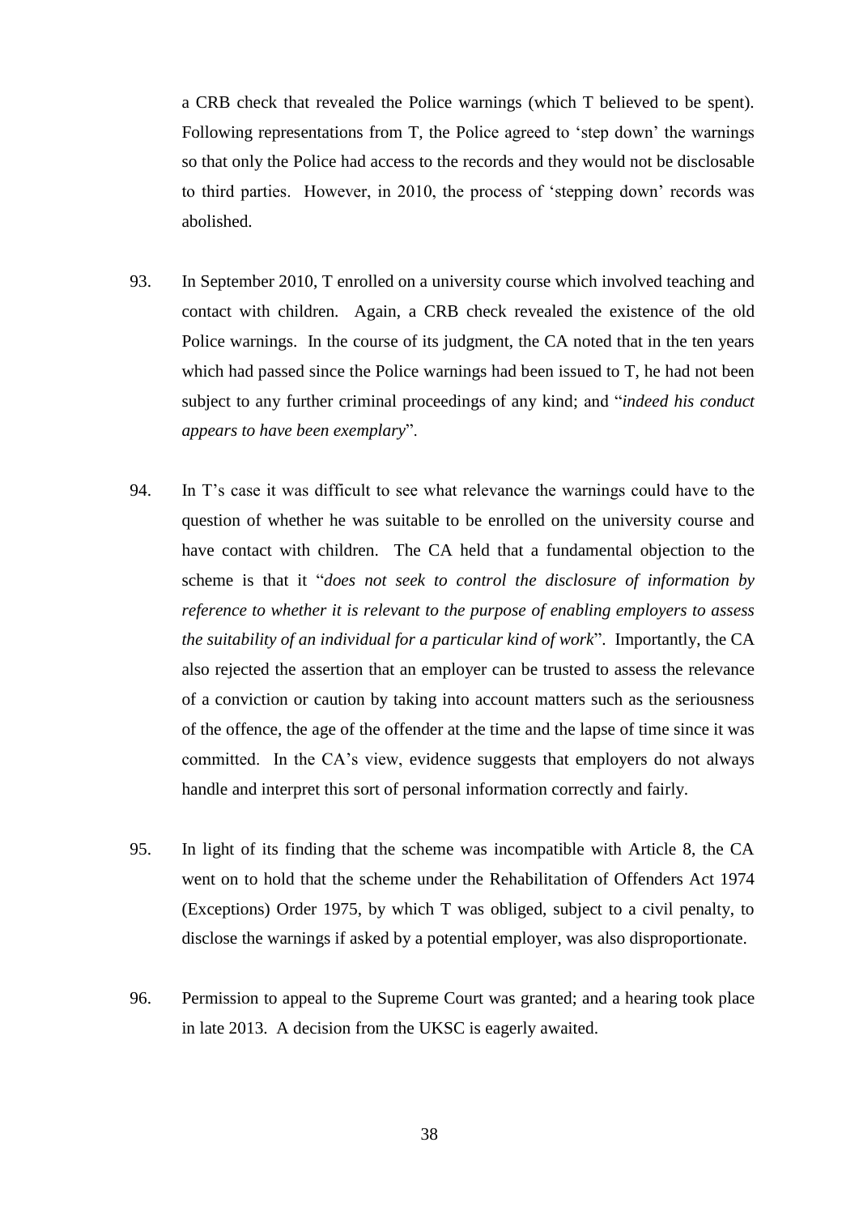a CRB check that revealed the Police warnings (which T believed to be spent). Following representations from T, the Police agreed to 'step down' the warnings so that only the Police had access to the records and they would not be disclosable to third parties. However, in 2010, the process of 'stepping down' records was abolished.

93. In September 2010, T enrolled on a university course which involved teaching and contact with children. Again, a CRB check revealed the existence of the old Police warnings. In the course of its judgment, the CA noted that in the ten years which had passed since the Police warnings had been issued to T, he had not been subject to any further criminal proceedings of any kind; and "*indeed his conduct appears to have been exemplary*".

94. In T's case it was difficult to see what relevance the warnings could have to the question of whether he was suitable to be enrolled on the university course and have contact with children. The CA held that a fundamental objection to the scheme is that it "*does not seek to control the disclosure of information by reference to whether it is relevant to the purpose of enabling employers to assess the suitability of an individual for a particular kind of work*". Importantly, the CA also rejected the assertion that an employer can be trusted to assess the relevance of a conviction or caution by taking into account matters such as the seriousness of the offence, the age of the offender at the time and the lapse of time since it was committed. In the CA's view, evidence suggests that employers do not always handle and interpret this sort of personal information correctly and fairly.

95. In light of its finding that the scheme was incompatible with Article 8, the CA went on to hold that the scheme under the Rehabilitation of Offenders Act 1974 (Exceptions) Order 1975, by which T was obliged, subject to a civil penalty, to disclose the warnings if asked by a potential employer, was also disproportionate.

96. Permission to appeal to the Supreme Court was granted; and a hearing took place in late 2013. A decision from the UKSC is eagerly awaited.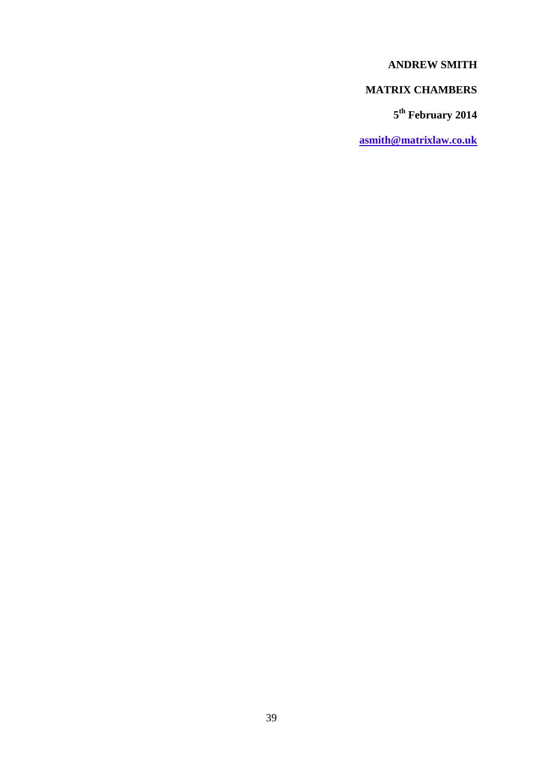**ANDREW SMITH**

**MATRIX CHAMBERS**

**5th February 2014**

**asmith@matrixlaw.co.uk**